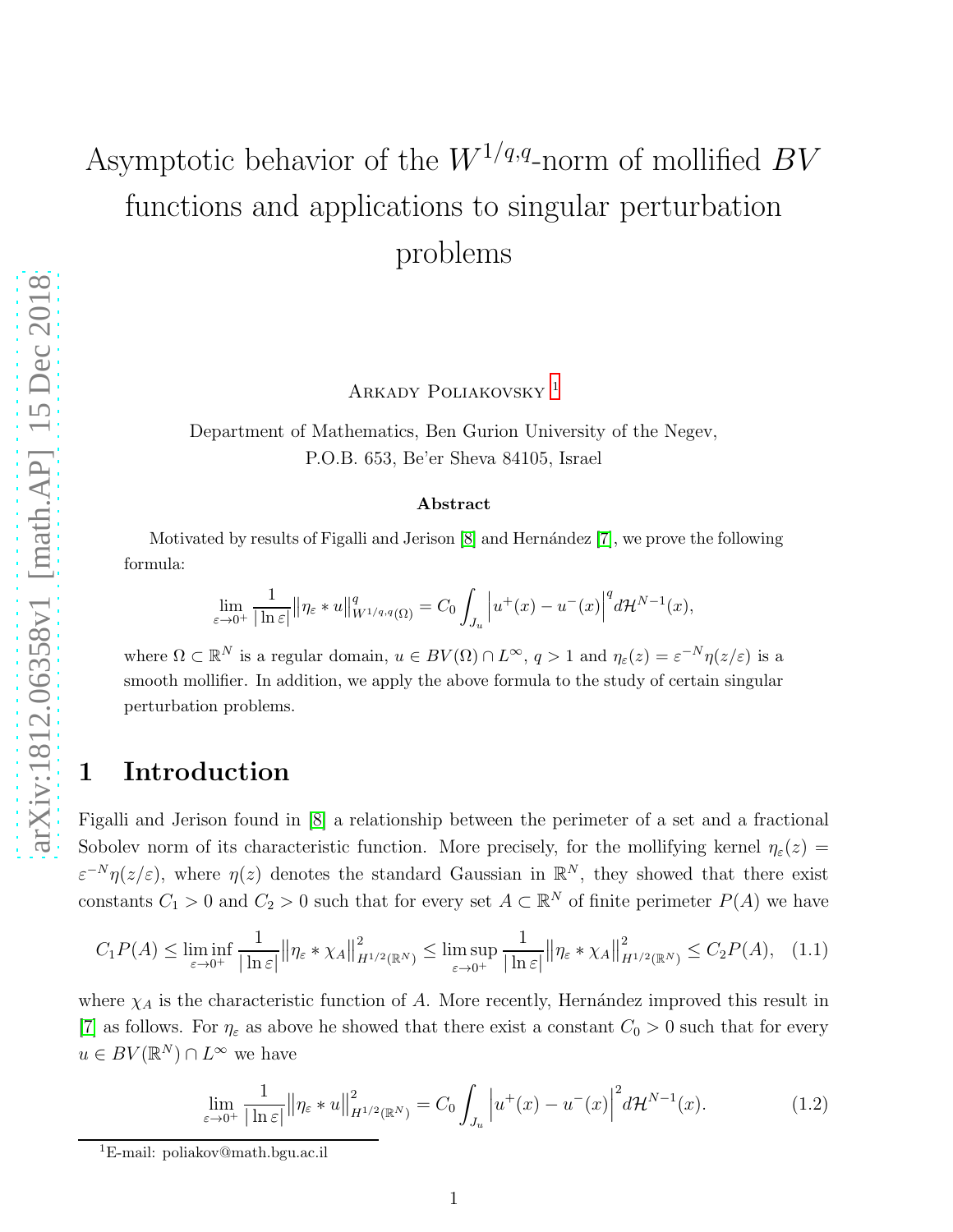# Asymptotic behavior of the $W^{1/q,q}$-norm of mollified $BV$ functions and applications to singular perturbation problems

Arkady Poliakovsky [1]

Department of Mathematics, Ben Gurion University of the Negev, P.O.B. 653, Be'er Sheva 84105, Israel

### Abstract

Motivated by results of Figalli and Jerison [8] and Hernández [7], we prove the following formula:

$$\lim_{\varepsilon\to 0^+}\frac{1}{|\ln\varepsilon|}\big\|\eta_\varepsilon * u\big\|^q_{W^{1/q,q}(\Omega)} = C_0\int_{J_u}\Big|u^+(x)-u^-(x)\Big|^q d\mathcal{H}^{N-1}(x),$$

where $\Omega\subset\mathbb{R}^N$ is a regular domain, $u\in BV(\Omega)\cap L^\infty$, $q>1$ and $\eta_\varepsilon(z)=\varepsilon^{-N}\eta(z/\varepsilon)$ is a smooth mollifier. In addition, we apply the above formula to the study of certain singular perturbation problems.

## 1 Introduction

Figalli and Jerison found in [8] a relationship between the perimeter of a set and a fractional Sobolev norm of its characteristic function. More precisely, for the mollifying kernel $\eta_\varepsilon(z)=\varepsilon^{-N}\eta(z/\varepsilon)$, where $\eta(z)$ denotes the standard Gaussian in $\mathbb{R}^N$, they showed that there exist constants $C_1>0$ and $C_2>0$ such that for every set $A\subset\mathbb{R}^N$ of finite perimeter $P(A)$ we have

$$C_1P(A)\le\liminf_{\varepsilon\to 0^+}\frac{1}{|\ln\varepsilon|}\big\|\eta_\varepsilon*\chi_A\big\|^2_{H^{1/2}(\mathbb{R}^N)}\le\limsup_{\varepsilon\to 0^+}\frac{1}{|\ln\varepsilon|}\big\|\eta_\varepsilon*\chi_A\big\|^2_{H^{1/2}(\mathbb{R}^N)}\le C_2P(A), \tag{1.1}$$

where $\chi_A$ is the characteristic function of $A$. More recently, Hernández improved this result in [7] as follows. For $\eta_\varepsilon$ as above he showed that there exist a constant $C_0>0$ such that for every $u\in BV(\mathbb{R}^N)\cap L^\infty$ we have

$$\lim_{\varepsilon\to 0^+}\frac{1}{|\ln\varepsilon|}\big\|\eta_\varepsilon*u\big\|^2_{H^{1/2}(\mathbb{R}^N)}=C_0\int_{J_u}\Big|u^+(x)-u^-(x)\Big|^2d\mathcal{H}^{N-1}(x). \tag{1.2}$$

[1] E-mail: poliakov@math.bgu.ac.il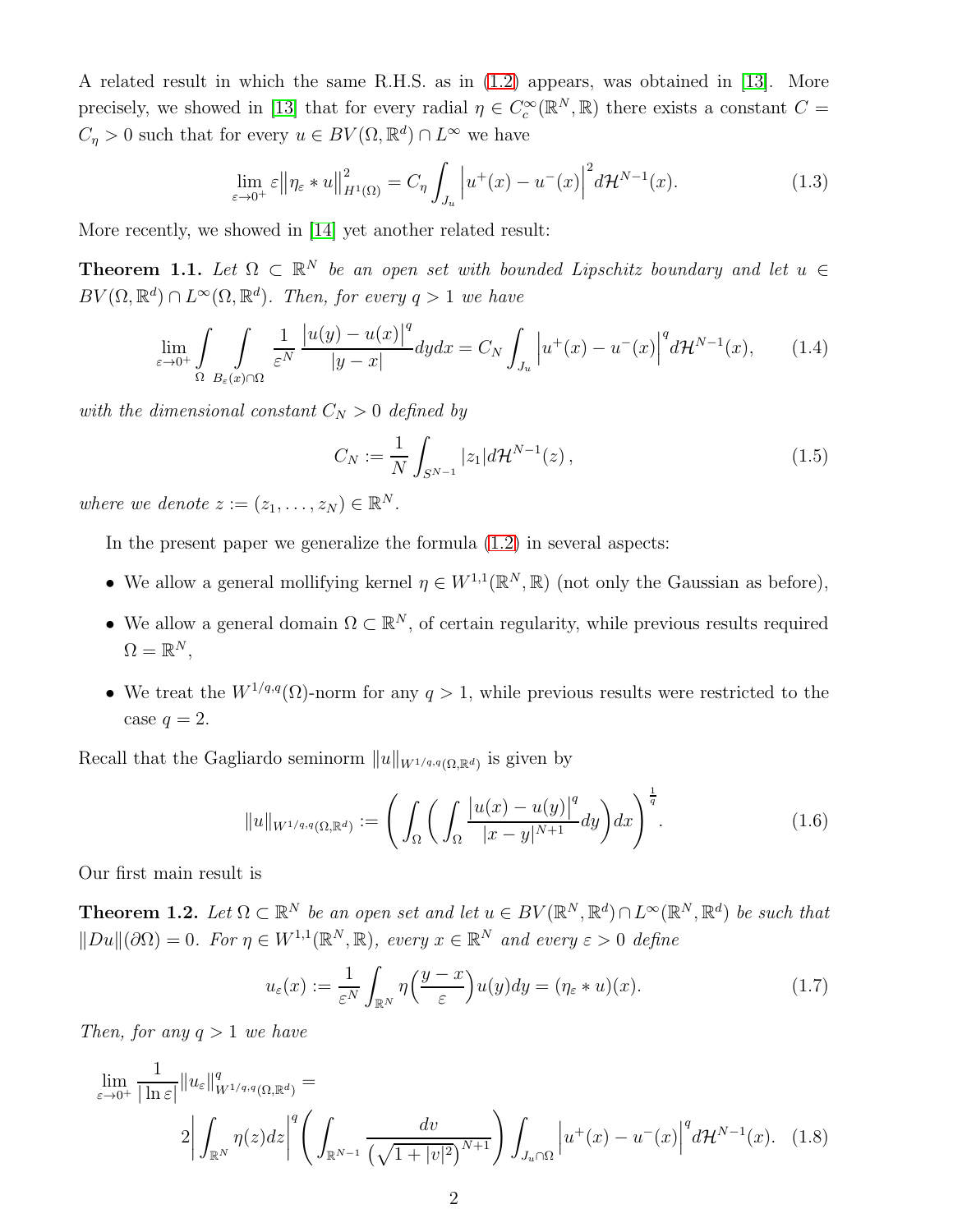A related result in which the same R.H.S. as in (1.2) appears, was obtained in [13]. More precisely, we showed in [13] that for every radial $\eta \in C_c^\infty(\mathbb{R}^N, \mathbb{R})$ there exists a constant $C = C_\eta > 0$ such that for every $u \in BV(\Omega, \mathbb{R}^d) \cap L^\infty$ we have

$$\lim_{\varepsilon \to 0^+} \varepsilon \big\| \eta_\varepsilon * u \big\|_{H^1(\Omega)}^2 = C_\eta \int_{J_u} \Big| u^+(x) - u^-(x) \Big|^2 d\mathcal{H}^{N-1}(x). \tag{1.3}$$

More recently, we showed in [14] yet another related result:

**Theorem 1.1.** *Let $\Omega \subset \mathbb{R}^N$ be an open set with bounded Lipschitz boundary and let $u \in BV(\Omega, \mathbb{R}^d) \cap L^\infty(\Omega, \mathbb{R}^d)$. Then, for every $q > 1$ we have*

$$\lim_{\varepsilon \to 0^+} \int\limits_{\Omega} \int\limits_{B_\varepsilon(x) \cap \Omega} \frac{1}{\varepsilon^N} \frac{\big| u(y) - u(x) \big|^q}{|y - x|} dy dx = C_N \int_{J_u} \Big| u^+(x) - u^-(x) \Big|^q d\mathcal{H}^{N-1}(x), \tag{1.4}$$

*with the dimensional constant $C_N > 0$ defined by*

$$C_N := \frac{1}{N} \int_{S^{N-1}} |z_1| d\mathcal{H}^{N-1}(z)\,, \tag{1.5}$$

*where we denote $z := (z_1, \ldots, z_N) \in \mathbb{R}^N$.*

In the present paper we generalize the formula (1.2) in several aspects:

- We allow a general mollifying kernel $\eta \in W^{1,1}(\mathbb{R}^N, \mathbb{R})$ (not only the Gaussian as before),
- We allow a general domain $\Omega \subset \mathbb{R}^N$, of certain regularity, while previous results required $\Omega = \mathbb{R}^N$,
- We treat the $W^{1/q,q}(\Omega)$-norm for any $q > 1$, while previous results were restricted to the case $q = 2$.

Recall that the Gagliardo seminorm $\|u\|_{W^{1/q,q}(\Omega, \mathbb{R}^d)}$ is given by

$$\|u\|_{W^{1/q,q}(\Omega, \mathbb{R}^d)} := \left( \int_\Omega \left( \int_\Omega \frac{\big| u(x) - u(y) \big|^q}{|x - y|^{N+1}} dy \right) dx \right)^{\frac{1}{q}}. \tag{1.6}$$

Our first main result is

**Theorem 1.2.** *Let $\Omega \subset \mathbb{R}^N$ be an open set and let $u \in BV(\mathbb{R}^N, \mathbb{R}^d) \cap L^\infty(\mathbb{R}^N, \mathbb{R}^d)$ be such that $\|Du\|(\partial \Omega) = 0$. For $\eta \in W^{1,1}(\mathbb{R}^N, \mathbb{R})$, every $x \in \mathbb{R}^N$ and every $\varepsilon > 0$ define*

$$u_\varepsilon(x) := \frac{1}{\varepsilon^N} \int_{\mathbb{R}^N} \eta\Big( \frac{y - x}{\varepsilon} \Big) u(y) dy = (\eta_\varepsilon * u)(x). \tag{1.7}$$

*Then, for any $q > 1$ we have*

$$\lim_{\varepsilon \to 0^+} \frac{1}{|\ln \varepsilon|} \|u_\varepsilon\|_{W^{1/q,q}(\Omega, \mathbb{R}^d)}^q = 2 \Big| \int_{\mathbb{R}^N} \eta(z) dz \Big|^q \left( \int_{\mathbb{R}^{N-1}} \frac{dv}{\big( \sqrt{1 + |v|^2} \big)^{N+1}} \right) \int_{J_u \cap \Omega} \Big| u^+(x) - u^-(x) \Big|^q d\mathcal{H}^{N-1}(x). \tag{1.8}$$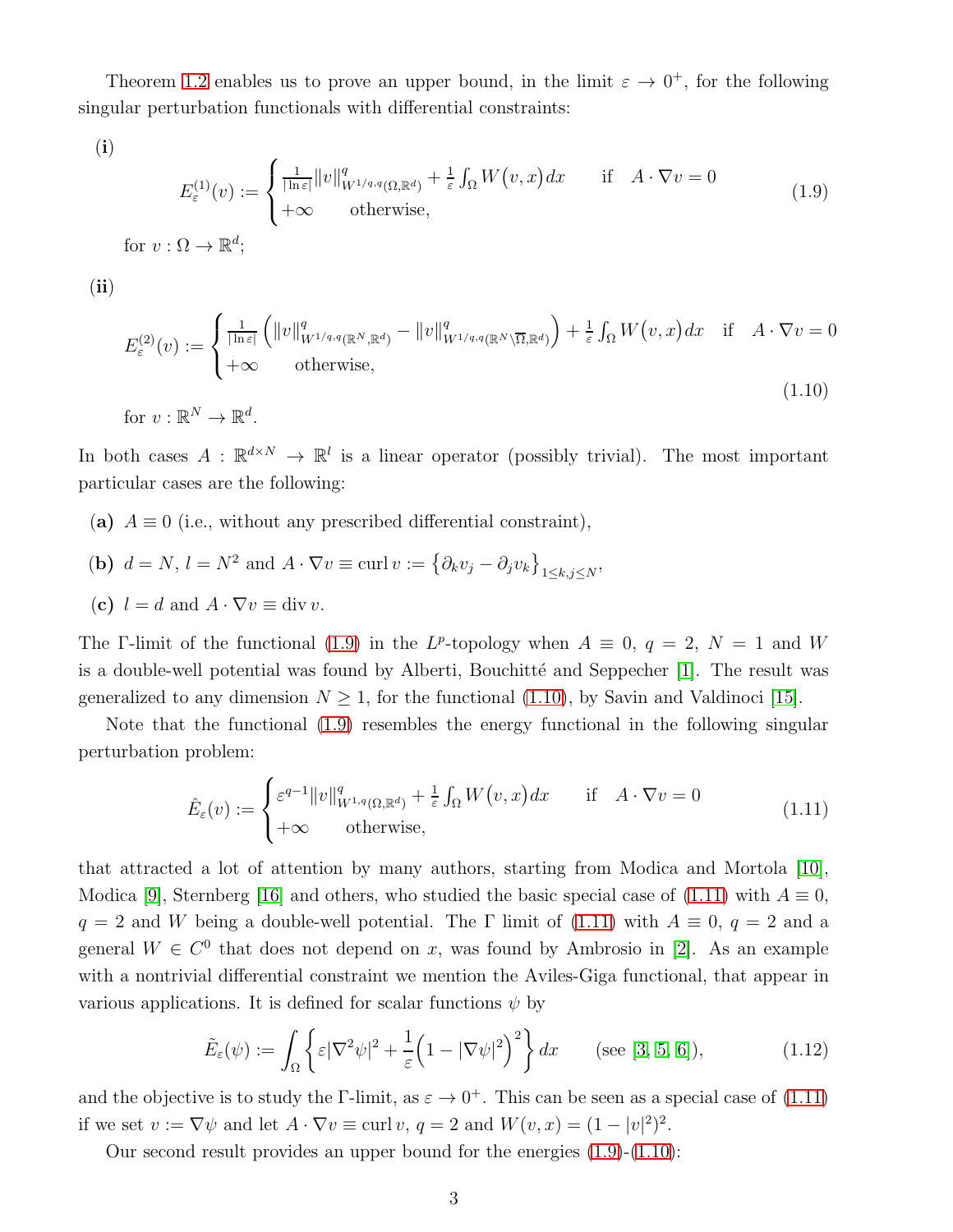Theorem 1.2 enables us to prove an upper bound, in the limit $\varepsilon \to 0^+$, for the following singular perturbation functionals with differential constraints:

**(i)**

$$E^{(1)}_\varepsilon(v) := \begin{cases} \frac{1}{|\ln \varepsilon|}\|v\|^q_{W^{1/q,q}(\Omega,\mathbb{R}^d)} + \frac{1}{\varepsilon}\int_\Omega W\big(v,x\big)\,dx & \text{if} \quad A\cdot\nabla v = 0 \\ +\infty & \text{otherwise,} \end{cases} \tag{1.9}$$

for $v : \Omega \to \mathbb{R}^d$;

**(ii)**

$$E^{(2)}_\varepsilon(v) := \begin{cases} \frac{1}{|\ln \varepsilon|}\Big(\|v\|^q_{W^{1/q,q}(\mathbb{R}^N,\mathbb{R}^d)} - \|v\|^q_{W^{1/q,q}(\mathbb{R}^N\setminus\overline{\Omega},\mathbb{R}^d)}\Big) + \frac{1}{\varepsilon}\int_\Omega W\big(v,x\big)\,dx & \text{if} \quad A\cdot\nabla v = 0 \\ +\infty & \text{otherwise,} \end{cases} \tag{1.10}$$

for $v : \mathbb{R}^N \to \mathbb{R}^d$.

In both cases $A : \mathbb{R}^{d\times N} \to \mathbb{R}^l$ is a linear operator (possibly trivial). The most important particular cases are the following:

**(a)** $A \equiv 0$ (i.e., without any prescribed differential constraint),

**(b)** $d = N$, $l = N^2$ and $A\cdot\nabla v \equiv \operatorname{curl} v := \big\{\partial_k v_j - \partial_j v_k\big\}_{1\le k,j\le N}$,

**(c)** $l = d$ and $A\cdot\nabla v \equiv \operatorname{div} v$.

The $\Gamma$-limit of the functional (1.9) in the $L^p$-topology when $A \equiv 0$, $q = 2$, $N = 1$ and $W$ is a double-well potential was found by Alberti, Bouchitté and Seppecher [1]. The result was generalized to any dimension $N \ge 1$, for the functional (1.10), by Savin and Valdinoci [15].

Note that the functional (1.9) resembles the energy functional in the following singular perturbation problem:

$$\hat{E}_\varepsilon(v) := \begin{cases} \varepsilon^{q-1}\|v\|^q_{W^{1,q}(\Omega,\mathbb{R}^d)} + \frac{1}{\varepsilon}\int_\Omega W\big(v,x\big)\,dx & \text{if} \quad A\cdot\nabla v = 0 \\ +\infty & \text{otherwise,} \end{cases} \tag{1.11}$$

that attracted a lot of attention by many authors, starting from Modica and Mortola [10], Modica [9], Sternberg [16] and others, who studied the basic special case of (1.11) with $A \equiv 0$, $q = 2$ and $W$ being a double-well potential. The $\Gamma$ limit of (1.11) with $A \equiv 0$, $q = 2$ and a general $W \in C^0$ that does not depend on $x$, was found by Ambrosio in [2]. As an example with a nontrivial differential constraint we mention the Aviles-Giga functional, that appear in various applications. It is defined for scalar functions $\psi$ by

$$\tilde{E}_\varepsilon(\psi) := \int_\Omega \left\{\varepsilon|\nabla^2\psi|^2 + \frac{1}{\varepsilon}\Big(1 - |\nabla\psi|^2\Big)^2\right\}dx \qquad \text{(see [3, 5, 6])}, \tag{1.12}$$

and the objective is to study the $\Gamma$-limit, as $\varepsilon \to 0^+$. This can be seen as a special case of (1.11) if we set $v := \nabla\psi$ and let $A\cdot\nabla v \equiv \operatorname{curl} v$, $q = 2$ and $W(v,x) = (1 - |v|^2)^2$.

Our second result provides an upper bound for the energies (1.9)-(1.10):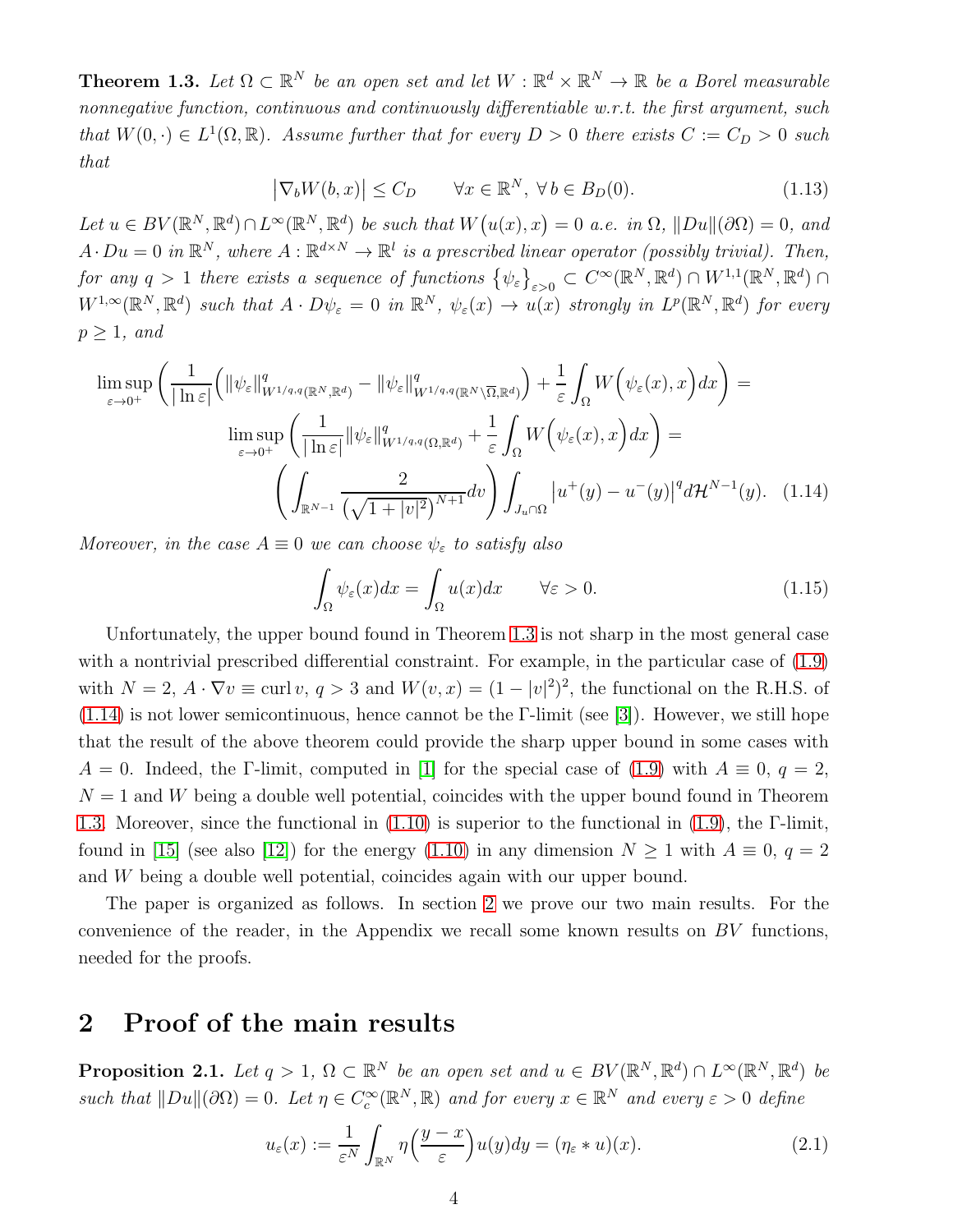**Theorem 1.3.** *Let $\Omega \subset \mathbb{R}^N$ be an open set and let $W : \mathbb{R}^d \times \mathbb{R}^N \to \mathbb{R}$ be a Borel measurable nonnegative function, continuous and continuously differentiable w.r.t. the first argument, such that $W(0,\cdot) \in L^1(\Omega,\mathbb{R})$. Assume further that for every $D > 0$ there exists $C := C_D > 0$ such that*

$$\big|\nabla_b W(b,x)\big| \le C_D \qquad \forall x \in \mathbb{R}^N,\ \forall b \in B_D(0). \tag{1.13}$$

*Let $u \in BV(\mathbb{R}^N,\mathbb{R}^d) \cap L^\infty(\mathbb{R}^N,\mathbb{R}^d)$ be such that $W\big(u(x),x\big) = 0$ a.e. in $\Omega$, $\|Du\|(\partial\Omega) = 0$, and $A \cdot Du = 0$ in $\mathbb{R}^N$, where $A : \mathbb{R}^{d\times N} \to \mathbb{R}^l$ is a prescribed linear operator (possibly trivial). Then, for any $q > 1$ there exists a sequence of functions $\{\psi_\varepsilon\}_{\varepsilon>0} \subset C^\infty(\mathbb{R}^N,\mathbb{R}^d) \cap W^{1,1}(\mathbb{R}^N,\mathbb{R}^d) \cap W^{1,\infty}(\mathbb{R}^N,\mathbb{R}^d)$ such that $A \cdot D\psi_\varepsilon = 0$ in $\mathbb{R}^N$, $\psi_\varepsilon(x) \to u(x)$ strongly in $L^p(\mathbb{R}^N,\mathbb{R}^d)$ for every $p \ge 1$, and*

$$\limsup_{\varepsilon\to 0^+}\left(\frac{1}{|\ln\varepsilon|}\Big(\|\psi_\varepsilon\|^q_{W^{1/q,q}(\mathbb{R}^N,\mathbb{R}^d)} - \|\psi_\varepsilon\|^q_{W^{1/q,q}(\mathbb{R}^N\setminus\overline{\Omega},\mathbb{R}^d)}\Big) + \frac{1}{\varepsilon}\int_\Omega W\Big(\psi_\varepsilon(x),x\Big)dx\right) =$$
$$\limsup_{\varepsilon\to 0^+}\left(\frac{1}{|\ln\varepsilon|}\|\psi_\varepsilon\|^q_{W^{1/q,q}(\Omega,\mathbb{R}^d)} + \frac{1}{\varepsilon}\int_\Omega W\Big(\psi_\varepsilon(x),x\Big)dx\right) =$$
$$\left(\int_{\mathbb{R}^{N-1}} \frac{2}{\big(\sqrt{1+|v|^2}\big)^{N+1}}dv\right)\int_{J_u\cap\Omega}\big|u^+(y) - u^-(y)\big|^q d\mathcal{H}^{N-1}(y). \tag{1.14}$$

*Moreover, in the case $A \equiv 0$ we can choose $\psi_\varepsilon$ to satisfy also*

$$\int_\Omega \psi_\varepsilon(x)dx = \int_\Omega u(x)dx \qquad \forall\varepsilon > 0. \tag{1.15}$$

Unfortunately, the upper bound found in Theorem 1.3 is not sharp in the most general case with a nontrivial prescribed differential constraint. For example, in the particular case of (1.9) with $N = 2$, $A \cdot \nabla v \equiv \operatorname{curl} v$, $q > 3$ and $W(v,x) = (1 - |v|^2)^2$, the functional on the R.H.S. of (1.14) is not lower semicontinuous, hence cannot be the $\Gamma$-limit (see [3]). However, we still hope that the result of the above theorem could provide the sharp upper bound in some cases with $A = 0$. Indeed, the $\Gamma$-limit, computed in [1] for the special case of (1.9) with $A \equiv 0$, $q = 2$, $N = 1$ and $W$ being a double well potential, coincides with the upper bound found in Theorem 1.3. Moreover, since the functional in (1.10) is superior to the functional in (1.9), the $\Gamma$-limit, found in [15] (see also [12]) for the energy (1.10) in any dimension $N \ge 1$ with $A \equiv 0$, $q = 2$ and $W$ being a double well potential, coincides again with our upper bound.

The paper is organized as follows. In section 2 we prove our two main results. For the convenience of the reader, in the Appendix we recall some known results on $BV$ functions, needed for the proofs.

## 2 Proof of the main results

**Proposition 2.1.** *Let $q > 1$, $\Omega \subset \mathbb{R}^N$ be an open set and $u \in BV(\mathbb{R}^N,\mathbb{R}^d) \cap L^\infty(\mathbb{R}^N,\mathbb{R}^d)$ be such that $\|Du\|(\partial\Omega) = 0$. Let $\eta \in C_c^\infty(\mathbb{R}^N,\mathbb{R})$ and for every $x \in \mathbb{R}^N$ and every $\varepsilon > 0$ define*

$$u_\varepsilon(x) := \frac{1}{\varepsilon^N}\int_{\mathbb{R}^N}\eta\Big(\frac{y-x}{\varepsilon}\Big)u(y)dy = (\eta_\varepsilon * u)(x). \tag{2.1}$$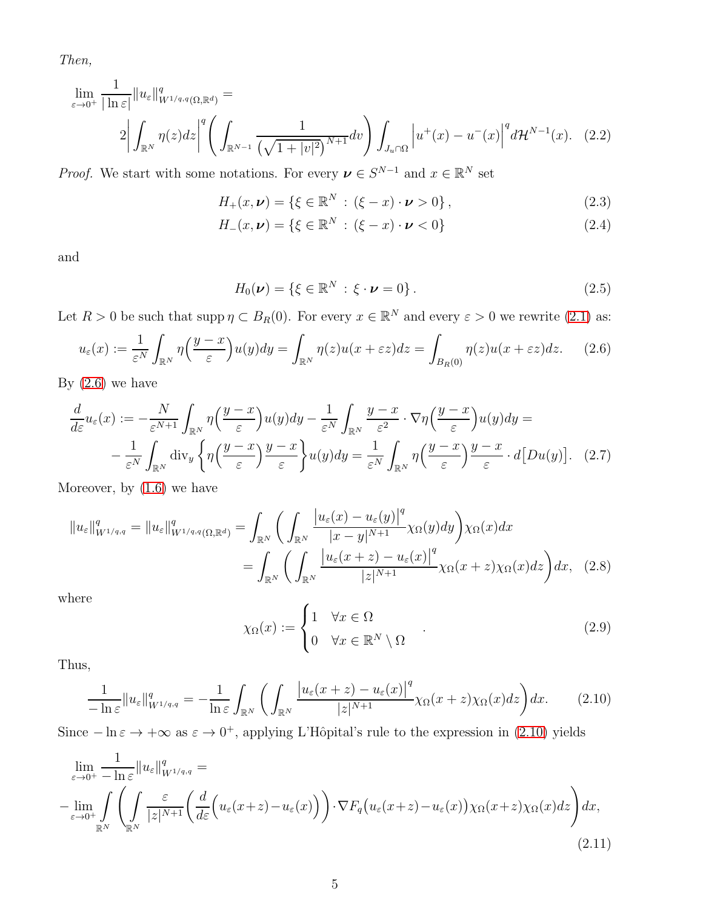*Then,*

$$\lim_{\varepsilon\to 0^+}\frac{1}{|\ln\varepsilon|}\|u_\varepsilon\|^q_{W^{1/q,q}(\Omega,\mathbb{R}^d)}=\\ 2\bigg|\int_{\mathbb{R}^N}\eta(z)dz\bigg|^q\left(\int_{\mathbb{R}^{N-1}}\frac{1}{\left(\sqrt{1+|v|^2}\right)^{N+1}}dv\right)\int_{J_u\cap\Omega}\Big|u^+(x)-u^-(x)\Big|^q d\mathcal{H}^{N-1}(x). \tag{2.2}$$

*Proof.* We start with some notations. For every $\boldsymbol{\nu}\in S^{N-1}$ and $x\in\mathbb{R}^N$ set

$$H_+(x,\boldsymbol{\nu})=\{\xi\in\mathbb{R}^N\,:\,(\xi-x)\cdot\boldsymbol{\nu}>0\}\,, \tag{2.3}$$

$$H_-(x,\boldsymbol{\nu})=\{\xi\in\mathbb{R}^N\,:\,(\xi-x)\cdot\boldsymbol{\nu}<0\} \tag{2.4}$$

and

$$H_0(\boldsymbol{\nu})=\{\xi\in\mathbb{R}^N\,:\,\xi\cdot\boldsymbol{\nu}=0\}\,. \tag{2.5}$$

Let $R>0$ be such that $\operatorname{supp}\eta\subset B_R(0)$. For every $x\in\mathbb{R}^N$ and every $\varepsilon>0$ we rewrite (2.1) as:

$$u_\varepsilon(x):=\frac{1}{\varepsilon^N}\int_{\mathbb{R}^N}\eta\Big(\frac{y-x}{\varepsilon}\Big)u(y)dy=\int_{\mathbb{R}^N}\eta(z)u(x+\varepsilon z)dz=\int_{B_R(0)}\eta(z)u(x+\varepsilon z)dz. \tag{2.6}$$

By (2.6) we have

$$\frac{d}{d\varepsilon}u_\varepsilon(x):=-\frac{N}{\varepsilon^{N+1}}\int_{\mathbb{R}^N}\eta\Big(\frac{y-x}{\varepsilon}\Big)u(y)dy-\frac{1}{\varepsilon^N}\int_{\mathbb{R}^N}\frac{y-x}{\varepsilon^2}\cdot\nabla\eta\Big(\frac{y-x}{\varepsilon}\Big)u(y)dy=\\ -\frac{1}{\varepsilon^N}\int_{\mathbb{R}^N}\operatorname{div}_y\left\{\eta\Big(\frac{y-x}{\varepsilon}\Big)\frac{y-x}{\varepsilon}\right\}u(y)dy=\frac{1}{\varepsilon^N}\int_{\mathbb{R}^N}\eta\Big(\frac{y-x}{\varepsilon}\Big)\frac{y-x}{\varepsilon}\cdot d\big[Du(y)\big]. \tag{2.7}$$

Moreover, by (1.6) we have

$$\|u_\varepsilon\|^q_{W^{1/q,q}}=\|u_\varepsilon\|^q_{W^{1/q,q}(\Omega,\mathbb{R}^d)}=\int_{\mathbb{R}^N}\left(\int_{\mathbb{R}^N}\frac{\big|u_\varepsilon(x)-u_\varepsilon(y)\big|^q}{|x-y|^{N+1}}\chi_\Omega(y)dy\right)\chi_\Omega(x)dx\\ =\int_{\mathbb{R}^N}\left(\int_{\mathbb{R}^N}\frac{\big|u_\varepsilon(x+z)-u_\varepsilon(x)\big|^q}{|z|^{N+1}}\chi_\Omega(x+z)\chi_\Omega(x)dz\right)dx, \tag{2.8}$$

where

$$\chi_\Omega(x):=\begin{cases}1 & \forall x\in\Omega\\ 0 & \forall x\in\mathbb{R}^N\setminus\Omega\end{cases}. \tag{2.9}$$

Thus,

$$\frac{1}{-\ln\varepsilon}\|u_\varepsilon\|^q_{W^{1/q,q}}=-\frac{1}{\ln\varepsilon}\int_{\mathbb{R}^N}\left(\int_{\mathbb{R}^N}\frac{\big|u_\varepsilon(x+z)-u_\varepsilon(x)\big|^q}{|z|^{N+1}}\chi_\Omega(x+z)\chi_\Omega(x)dz\right)dx. \tag{2.10}$$

Since $-\ln\varepsilon\to+\infty$ as $\varepsilon\to 0^+$, applying L'Hôpital's rule to the expression in (2.10) yields

$$\lim_{\varepsilon\to 0^+}\frac{1}{-\ln\varepsilon}\|u_\varepsilon\|^q_{W^{1/q,q}}=\\ -\lim_{\varepsilon\to 0^+}\int\limits_{\mathbb{R}^N}\left(\int\limits_{\mathbb{R}^N}\frac{\varepsilon}{|z|^{N+1}}\Big(\frac{d}{d\varepsilon}\Big(u_\varepsilon(x+z)-u_\varepsilon(x)\Big)\Big)\cdot\nabla F_q\Big(u_\varepsilon(x+z)-u_\varepsilon(x)\Big)\chi_\Omega(x+z)\chi_\Omega(x)dz\right)dx, \tag{2.11}$$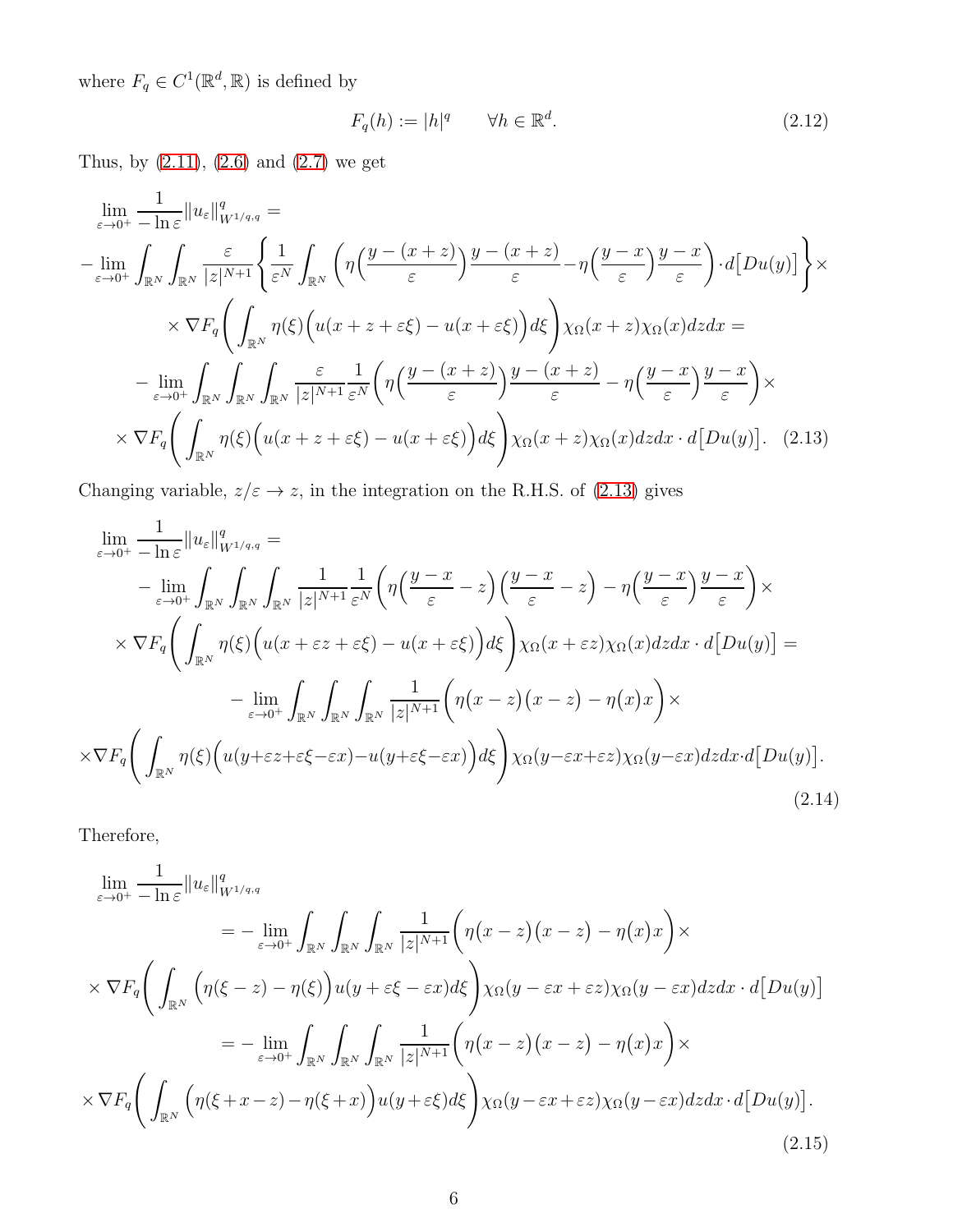where $F_q \in C^1(\mathbb{R}^d, \mathbb{R})$ is defined by

$$F_q(h) := |h|^q \qquad \forall h \in \mathbb{R}^d. \tag{2.12}$$

Thus, by (2.11), (2.6) and (2.7) we get

$$\begin{aligned}
&\lim_{\varepsilon\to 0^+} \frac{1}{-\ln\varepsilon}\|u_\varepsilon\|^q_{W^{1/q,q}} = \\
&-\lim_{\varepsilon\to 0^+}\int_{\mathbb{R}^N}\int_{\mathbb{R}^N}\frac{\varepsilon}{|z|^{N+1}}\left\{\frac{1}{\varepsilon^N}\int_{\mathbb{R}^N}\left(\eta\Big(\frac{y-(x+z)}{\varepsilon}\Big)\frac{y-(x+z)}{\varepsilon}-\eta\Big(\frac{y-x}{\varepsilon}\Big)\frac{y-x}{\varepsilon}\right)\cdot d\big[Du(y)\big]\right\}\times \\
&\qquad\times \nabla F_q\left(\int_{\mathbb{R}^N}\eta(\xi)\Big(u(x+z+\varepsilon\xi)-u(x+\varepsilon\xi)\Big)d\xi\right)\chi_\Omega(x+z)\chi_\Omega(x)dzdx = \\
&\quad -\lim_{\varepsilon\to 0^+}\int_{\mathbb{R}^N}\int_{\mathbb{R}^N}\int_{\mathbb{R}^N}\frac{\varepsilon}{|z|^{N+1}}\frac{1}{\varepsilon^N}\left(\eta\Big(\frac{y-(x+z)}{\varepsilon}\Big)\frac{y-(x+z)}{\varepsilon}-\eta\Big(\frac{y-x}{\varepsilon}\Big)\frac{y-x}{\varepsilon}\right)\times \\
&\times \nabla F_q\left(\int_{\mathbb{R}^N}\eta(\xi)\Big(u(x+z+\varepsilon\xi)-u(x+\varepsilon\xi)\Big)d\xi\right)\chi_\Omega(x+z)\chi_\Omega(x)dzdx\cdot d\big[Du(y)\big].
\end{aligned} \tag{2.13}$$

Changing variable, $z/\varepsilon \to z$, in the integration on the R.H.S. of (2.13) gives

$$\begin{aligned}
&\lim_{\varepsilon\to 0^+} \frac{1}{-\ln\varepsilon}\|u_\varepsilon\|^q_{W^{1/q,q}} = \\
&\quad -\lim_{\varepsilon\to 0^+}\int_{\mathbb{R}^N}\int_{\mathbb{R}^N}\int_{\mathbb{R}^N}\frac{1}{|z|^{N+1}}\frac{1}{\varepsilon^N}\left(\eta\Big(\frac{y-x}{\varepsilon}-z\Big)\Big(\frac{y-x}{\varepsilon}-z\Big)-\eta\Big(\frac{y-x}{\varepsilon}\Big)\frac{y-x}{\varepsilon}\right)\times \\
&\times \nabla F_q\left(\int_{\mathbb{R}^N}\eta(\xi)\Big(u(x+\varepsilon z+\varepsilon\xi)-u(x+\varepsilon\xi)\Big)d\xi\right)\chi_\Omega(x+\varepsilon z)\chi_\Omega(x)dzdx\cdot d\big[Du(y)\big] = \\
&\qquad -\lim_{\varepsilon\to 0^+}\int_{\mathbb{R}^N}\int_{\mathbb{R}^N}\int_{\mathbb{R}^N}\frac{1}{|z|^{N+1}}\Big(\eta\big(x-z\big)\big(x-z\big)-\eta\big(x\big)x\Big)\times \\
&\times\nabla F_q\left(\int_{\mathbb{R}^N}\eta(\xi)\Big(u(y+\varepsilon z+\varepsilon\xi-\varepsilon x)-u(y+\varepsilon\xi-\varepsilon x)\Big)d\xi\right)\chi_\Omega(y-\varepsilon x+\varepsilon z)\chi_\Omega(y-\varepsilon x)dzdx\cdot d\big[Du(y)\big].
\end{aligned} \tag{2.14}$$

Therefore,

$$\begin{aligned}
&\lim_{\varepsilon\to 0^+} \frac{1}{-\ln\varepsilon}\|u_\varepsilon\|^q_{W^{1/q,q}} \\
&\qquad = -\lim_{\varepsilon\to 0^+}\int_{\mathbb{R}^N}\int_{\mathbb{R}^N}\int_{\mathbb{R}^N}\frac{1}{|z|^{N+1}}\Big(\eta\big(x-z\big)\big(x-z\big)-\eta\big(x\big)x\Big)\times \\
&\times \nabla F_q\left(\int_{\mathbb{R}^N}\Big(\eta(\xi-z)-\eta(\xi)\Big)u(y+\varepsilon\xi-\varepsilon x)d\xi\right)\chi_\Omega(y-\varepsilon x+\varepsilon z)\chi_\Omega(y-\varepsilon x)dzdx\cdot d\big[Du(y)\big] \\
&\qquad = -\lim_{\varepsilon\to 0^+}\int_{\mathbb{R}^N}\int_{\mathbb{R}^N}\int_{\mathbb{R}^N}\frac{1}{|z|^{N+1}}\Big(\eta\big(x-z\big)\big(x-z\big)-\eta\big(x\big)x\Big)\times \\
&\times \nabla F_q\left(\int_{\mathbb{R}^N}\Big(\eta(\xi+x-z)-\eta(\xi+x)\Big)u(y+\varepsilon\xi)d\xi\right)\chi_\Omega(y-\varepsilon x+\varepsilon z)\chi_\Omega(y-\varepsilon x)dzdx\cdot d\big[Du(y)\big].
\end{aligned} \tag{2.15}$$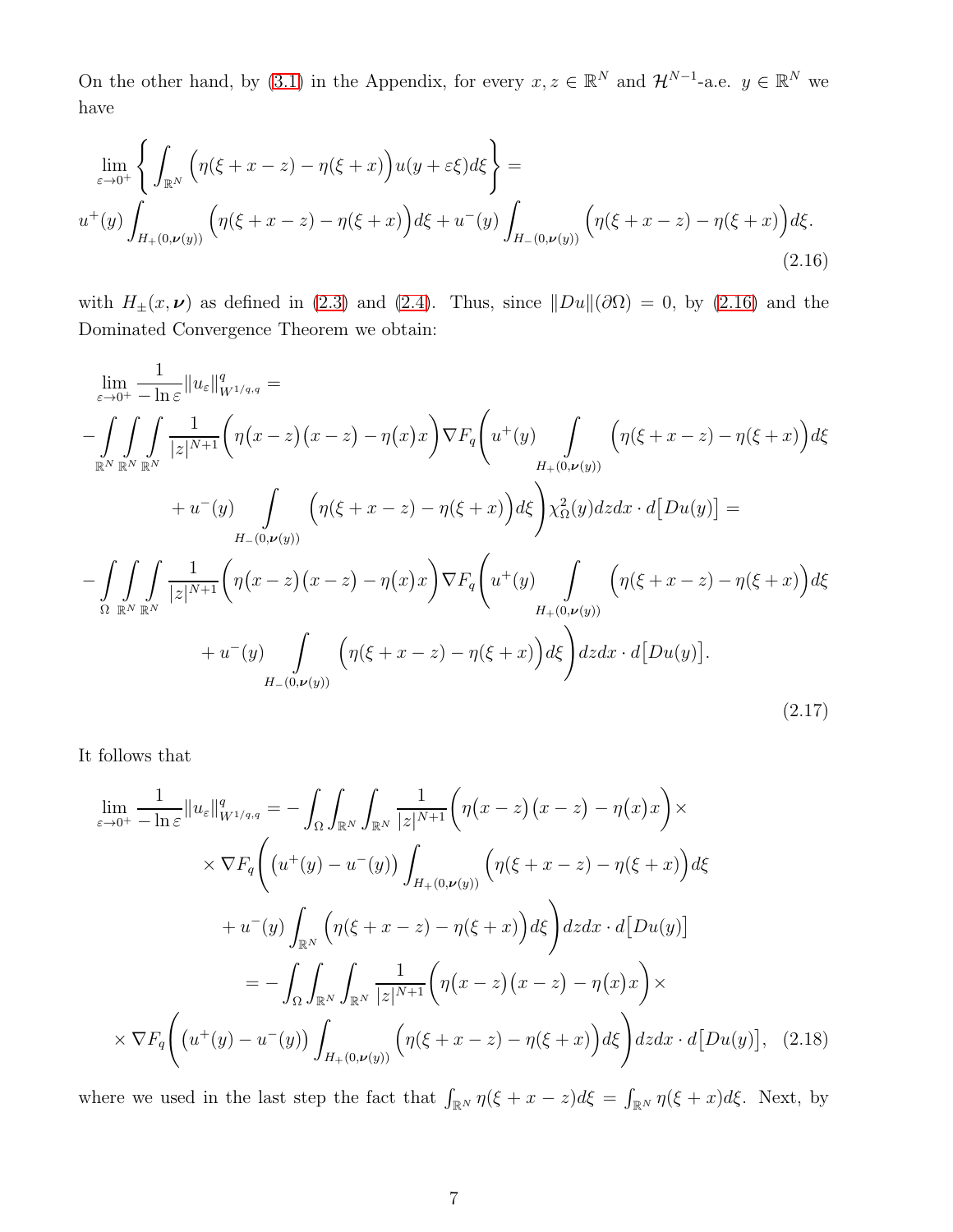On the other hand, by (3.1) in the Appendix, for every $x, z \in \mathbb{R}^N$ and $\mathcal{H}^{N-1}$-a.e. $y \in \mathbb{R}^N$ we have

$$
\lim_{\varepsilon\to 0^+}\left\{\int_{\mathbb{R}^N}\Big(\eta(\xi+x-z)-\eta(\xi+x)\Big)u(y+\varepsilon\xi)d\xi\right\}=
$$
$$
u^+(y)\int_{H_+(0,\boldsymbol{\nu}(y))}\Big(\eta(\xi+x-z)-\eta(\xi+x)\Big)d\xi+u^-(y)\int_{H_-(0,\boldsymbol{\nu}(y))}\Big(\eta(\xi+x-z)-\eta(\xi+x)\Big)d\xi. \tag{2.16}
$$

with $H_\pm(x,\boldsymbol{\nu})$ as defined in (2.3) and (2.4). Thus, since $\|Du\|(\partial\Omega)=0$, by (2.16) and the Dominated Convergence Theorem we obtain:

$$
\begin{aligned}
&\lim_{\varepsilon\to 0^+}\frac{1}{-\ln\varepsilon}\|u_\varepsilon\|^q_{W^{1/q,q}}=\\
&-\int\limits_{\mathbb{R}^N}\int\limits_{\mathbb{R}^N}\int\limits_{\mathbb{R}^N}\frac{1}{|z|^{N+1}}\Big(\eta\big(x-z\big)\big(x-z\big)-\eta\big(x\big)x\Big)\nabla F_q\Bigg(u^+(y)\int\limits_{H_+(0,\boldsymbol{\nu}(y))}\Big(\eta(\xi+x-z)-\eta(\xi+x)\Big)d\xi\\
&\qquad+u^-(y)\int\limits_{H_-(0,\boldsymbol{\nu}(y))}\Big(\eta(\xi+x-z)-\eta(\xi+x)\Big)d\xi\Bigg)\chi^2_\Omega(y)dzdx\cdot d\big[Du(y)\big]=\\
&-\int\limits_{\Omega}\int\limits_{\mathbb{R}^N}\int\limits_{\mathbb{R}^N}\frac{1}{|z|^{N+1}}\Big(\eta\big(x-z\big)\big(x-z\big)-\eta\big(x\big)x\Big)\nabla F_q\Bigg(u^+(y)\int\limits_{H_+(0,\boldsymbol{\nu}(y))}\Big(\eta(\xi+x-z)-\eta(\xi+x)\Big)d\xi\\
&\qquad+u^-(y)\int\limits_{H_-(0,\boldsymbol{\nu}(y))}\Big(\eta(\xi+x-z)-\eta(\xi+x)\Big)d\xi\Bigg)dzdx\cdot d\big[Du(y)\big].
\end{aligned} \tag{2.17}
$$

It follows that

$$
\begin{aligned}
\lim_{\varepsilon\to 0^+}\frac{1}{-\ln\varepsilon}\|u_\varepsilon\|^q_{W^{1/q,q}}&=-\int_\Omega\int_{\mathbb{R}^N}\int_{\mathbb{R}^N}\frac{1}{|z|^{N+1}}\Big(\eta\big(x-z\big)\big(x-z\big)-\eta\big(x\big)x\Big)\times\\
&\times\nabla F_q\Bigg(\Big(u^+(y)-u^-(y)\Big)\int_{H_+(0,\boldsymbol{\nu}(y))}\Big(\eta(\xi+x-z)-\eta(\xi+x)\Big)d\xi\\
&\qquad+u^-(y)\int_{\mathbb{R}^N}\Big(\eta(\xi+x-z)-\eta(\xi+x)\Big)d\xi\Bigg)dzdx\cdot d\big[Du(y)\big]\\
&=-\int_\Omega\int_{\mathbb{R}^N}\int_{\mathbb{R}^N}\frac{1}{|z|^{N+1}}\Big(\eta\big(x-z\big)\big(x-z\big)-\eta\big(x\big)x\Big)\times\\
&\times\nabla F_q\Bigg(\Big(u^+(y)-u^-(y)\Big)\int_{H_+(0,\boldsymbol{\nu}(y))}\Big(\eta(\xi+x-z)-\eta(\xi+x)\Big)d\xi\Bigg)dzdx\cdot d\big[Du(y)\big],
\end{aligned} \tag{2.18}
$$

where we used in the last step the fact that $\int_{\mathbb{R}^N}\eta(\xi+x-z)d\xi=\int_{\mathbb{R}^N}\eta(\xi+x)d\xi$. Next, by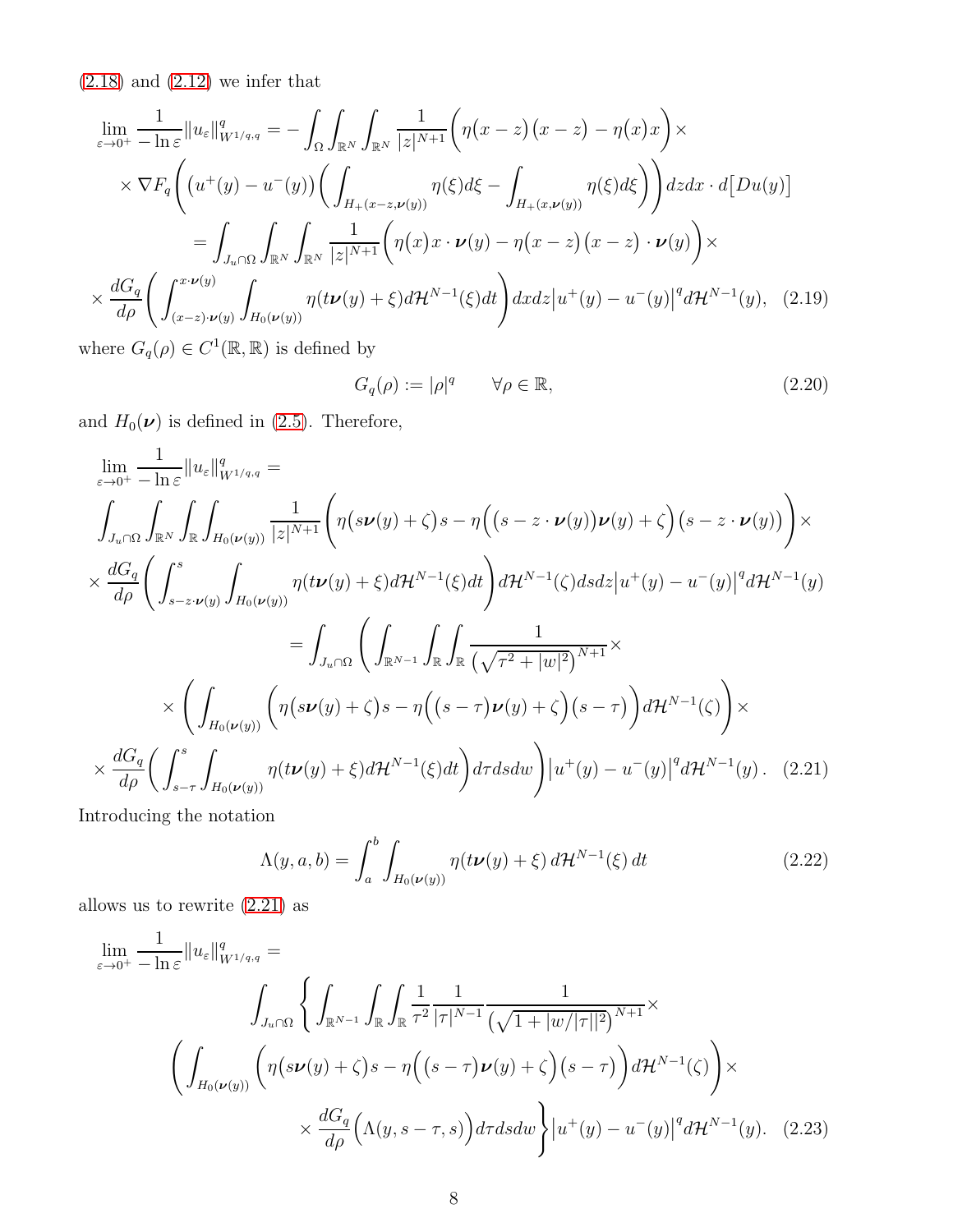(2.18) and (2.12) we infer that

$$
\lim_{\varepsilon\to 0^+}\frac{1}{-\ln\varepsilon}\|u_\varepsilon\|^q_{W^{1/q,q}} = -\int_\Omega\int_{\mathbb{R}^N}\int_{\mathbb{R}^N}\frac{1}{|z|^{N+1}}\Big(\eta\big(x-z\big)\big(x-z\big)-\eta(x)x\Big)\times
$$

$$
\times\nabla F_q\Bigg(\big(u^+(y)-u^-(y)\big)\bigg(\int_{H_+(x-z,\boldsymbol{\nu}(y))}\eta(\xi)d\xi-\int_{H_+(x,\boldsymbol{\nu}(y))}\eta(\xi)d\xi\bigg)\Bigg)dzdx\cdot d\big[Du(y)\big]
$$

$$
=\int_{J_u\cap\Omega}\int_{\mathbb{R}^N}\int_{\mathbb{R}^N}\frac{1}{|z|^{N+1}}\Big(\eta(x)x\cdot\boldsymbol{\nu}(y)-\eta\big(x-z\big)\big(x-z\big)\cdot\boldsymbol{\nu}(y)\Big)\times
$$

$$
\times\frac{dG_q}{d\rho}\Bigg(\int_{(x-z)\cdot\boldsymbol{\nu}(y)}^{x\cdot\boldsymbol{\nu}(y)}\int_{H_0(\boldsymbol{\nu}(y))}\eta(t\boldsymbol{\nu}(y)+\xi)d\mathcal{H}^{N-1}(\xi)dt\Bigg)dxdz\big|u^+(y)-u^-(y)\big|^q d\mathcal{H}^{N-1}(y), \quad (2.19)
$$

where $G_q(\rho)\in C^1(\mathbb{R},\mathbb{R})$ is defined by

$$
G_q(\rho):=|\rho|^q\qquad\forall\rho\in\mathbb{R}, \tag{2.20}
$$

and $H_0(\boldsymbol{\nu})$ is defined in (2.5). Therefore,

$$
\lim_{\varepsilon\to 0^+}\frac{1}{-\ln\varepsilon}\|u_\varepsilon\|^q_{W^{1/q,q}} =
$$

$$
\int_{J_u\cap\Omega}\int_{\mathbb{R}^N}\int_{\mathbb{R}}\int_{H_0(\boldsymbol{\nu}(y))}\frac{1}{|z|^{N+1}}\Big(\eta\big(s\boldsymbol{\nu}(y)+\zeta\big)s-\eta\Big(\big(s-z\cdot\boldsymbol{\nu}(y)\big)\boldsymbol{\nu}(y)+\zeta\Big)\big(s-z\cdot\boldsymbol{\nu}(y)\big)\Big)\times
$$

$$
\times\frac{dG_q}{d\rho}\Bigg(\int_{s-z\cdot\boldsymbol{\nu}(y)}^{s}\int_{H_0(\boldsymbol{\nu}(y))}\eta(t\boldsymbol{\nu}(y)+\xi)d\mathcal{H}^{N-1}(\xi)dt\Bigg)d\mathcal{H}^{N-1}(\zeta)dsdz\big|u^+(y)-u^-(y)\big|^q d\mathcal{H}^{N-1}(y)
$$

$$
=\int_{J_u\cap\Omega}\Bigg(\int_{\mathbb{R}^{N-1}}\int_{\mathbb{R}}\int_{\mathbb{R}}\frac{1}{\big(\sqrt{\tau^2+|w|^2}\big)^{N+1}}\times
$$

$$
\times\Bigg(\int_{H_0(\boldsymbol{\nu}(y))}\Big(\eta\big(s\boldsymbol{\nu}(y)+\zeta\big)s-\eta\Big(\big(s-\tau\big)\boldsymbol{\nu}(y)+\zeta\Big)\big(s-\tau\big)\Big)d\mathcal{H}^{N-1}(\zeta)\Bigg)\times
$$

$$
\times\frac{dG_q}{d\rho}\Bigg(\int_{s-\tau}^{s}\int_{H_0(\boldsymbol{\nu}(y))}\eta(t\boldsymbol{\nu}(y)+\xi)d\mathcal{H}^{N-1}(\xi)dt\Bigg)d\tau dsdw\Bigg)\big|u^+(y)-u^-(y)\big|^q d\mathcal{H}^{N-1}(y)\,. \quad (2.21)
$$

Introducing the notation

$$
\Lambda(y,a,b)=\int_a^b\int_{H_0(\boldsymbol{\nu}(y))}\eta(t\boldsymbol{\nu}(y)+\xi)\,d\mathcal{H}^{N-1}(\xi)\,dt \tag{2.22}
$$

allows us to rewrite (2.21) as

$$
\lim_{\varepsilon\to 0^+}\frac{1}{-\ln\varepsilon}\|u_\varepsilon\|^q_{W^{1/q,q}} =
$$

$$
\int_{J_u\cap\Omega}\Bigg\{\int_{\mathbb{R}^{N-1}}\int_{\mathbb{R}}\int_{\mathbb{R}}\frac{1}{\tau^2}\frac{1}{|\tau|^{N-1}}\frac{1}{\big(\sqrt{1+|w/|\tau||^2}\big)^{N+1}}\times
$$

$$
\Bigg(\int_{H_0(\boldsymbol{\nu}(y))}\Big(\eta\big(s\boldsymbol{\nu}(y)+\zeta\big)s-\eta\Big(\big(s-\tau\big)\boldsymbol{\nu}(y)+\zeta\Big)\big(s-\tau\big)\Big)d\mathcal{H}^{N-1}(\zeta)\Bigg)\times
$$

$$
\times\frac{dG_q}{d\rho}\Big(\Lambda(y,s-\tau,s)\Big)d\tau dsdw\Bigg\}\big|u^+(y)-u^-(y)\big|^q d\mathcal{H}^{N-1}(y). \quad (2.23)
$$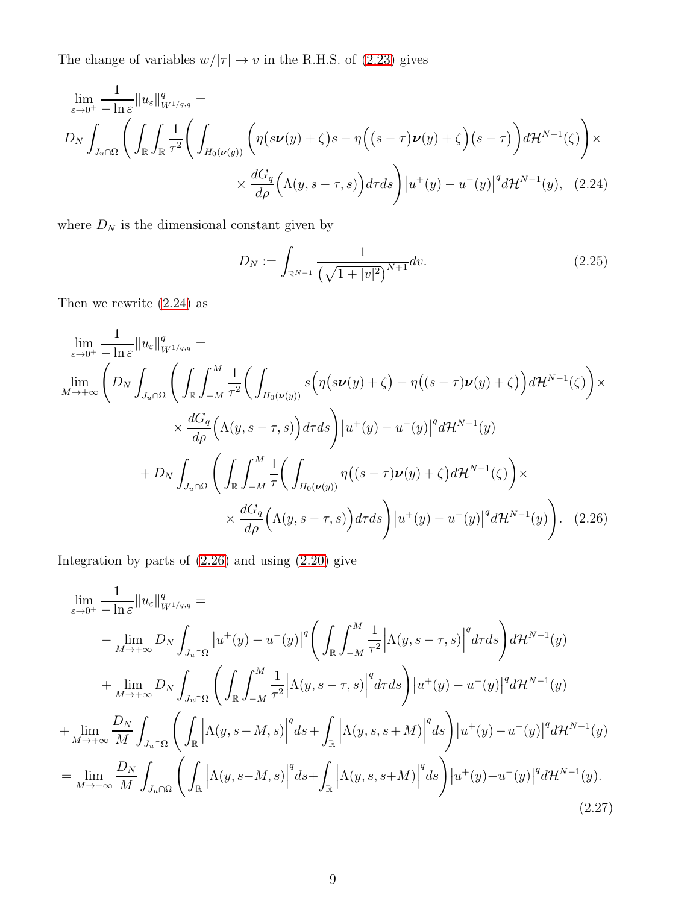The change of variables $w/|\tau| \to v$ in the R.H.S. of (2.23) gives

$$
\begin{multline}
\lim_{\varepsilon\to 0^+} \frac{1}{-\ln\varepsilon}\|u_\varepsilon\|^q_{W^{1/q,q}} = \\
D_N \int_{J_u\cap\Omega}\Bigg(\int_{\mathbb{R}}\int_{\mathbb{R}}\frac{1}{\tau^2}\bigg(\int_{H_0(\boldsymbol{\nu}(y))}\Big(\eta\big(s\boldsymbol{\nu}(y)+\zeta\big)s-\eta\Big(\big(s-\tau\big)\boldsymbol{\nu}(y)+\zeta\Big)\big(s-\tau\big)\Big)d\mathcal{H}^{N-1}(\zeta)\bigg)\times \\
\times\frac{dG_q}{d\rho}\Big(\Lambda(y,s-\tau,s)\Big)d\tau ds\Bigg)\Big|u^+(y)-u^-(y)\Big|^q d\mathcal{H}^{N-1}(y), \tag{2.24}
\end{multline}
$$

where $D_N$ is the dimensional constant given by

$$
D_N := \int_{\mathbb{R}^{N-1}}\frac{1}{\big(\sqrt{1+|v|^2}\big)^{N+1}}dv. \tag{2.25}
$$

Then we rewrite (2.24) as

$$
\begin{multline}
\lim_{\varepsilon\to 0^+} \frac{1}{-\ln\varepsilon}\|u_\varepsilon\|^q_{W^{1/q,q}} = \\
\lim_{M\to+\infty}\Bigg(D_N \int_{J_u\cap\Omega}\Bigg(\int_{\mathbb{R}}\int_{-M}^{M}\frac{1}{\tau^2}\bigg(\int_{H_0(\boldsymbol{\nu}(y))}s\Big(\eta\big(s\boldsymbol{\nu}(y)+\zeta\big)-\eta\big((s-\tau)\boldsymbol{\nu}(y)+\zeta\big)\Big)d\mathcal{H}^{N-1}(\zeta)\bigg)\times \\
\times\frac{dG_q}{d\rho}\Big(\Lambda(y,s-\tau,s)\Big)d\tau ds\Bigg)\Big|u^+(y)-u^-(y)\Big|^q d\mathcal{H}^{N-1}(y) \\
+D_N \int_{J_u\cap\Omega}\Bigg(\int_{\mathbb{R}}\int_{-M}^{M}\frac{1}{\tau}\bigg(\int_{H_0(\boldsymbol{\nu}(y))}\eta\big((s-\tau)\boldsymbol{\nu}(y)+\zeta\big)d\mathcal{H}^{N-1}(\zeta)\bigg)\times \\
\times\frac{dG_q}{d\rho}\Big(\Lambda(y,s-\tau,s)\Big)d\tau ds\Bigg)\Big|u^+(y)-u^-(y)\Big|^q d\mathcal{H}^{N-1}(y)\Bigg). \tag{2.26}
\end{multline}
$$

Integration by parts of (2.26) and using (2.20) give

$$
\begin{multline}
\lim_{\varepsilon\to 0^+} \frac{1}{-\ln\varepsilon}\|u_\varepsilon\|^q_{W^{1/q,q}} = \\
-\lim_{M\to+\infty} D_N\int_{J_u\cap\Omega}\Big|u^+(y)-u^-(y)\Big|^q\bigg(\int_{\mathbb{R}}\int_{-M}^{M}\frac{1}{\tau^2}\Big|\Lambda(y,s-\tau,s)\Big|^q d\tau ds\bigg)d\mathcal{H}^{N-1}(y) \\
+\lim_{M\to+\infty} D_N\int_{J_u\cap\Omega}\bigg(\int_{\mathbb{R}}\int_{-M}^{M}\frac{1}{\tau^2}\Big|\Lambda(y,s-\tau,s)\Big|^q d\tau ds\bigg)\Big|u^+(y)-u^-(y)\Big|^q d\mathcal{H}^{N-1}(y) \\
+\lim_{M\to+\infty}\frac{D_N}{M}\int_{J_u\cap\Omega}\bigg(\int_{\mathbb{R}}\Big|\Lambda(y,s-M,s)\Big|^q ds+\int_{\mathbb{R}}\Big|\Lambda(y,s,s+M)\Big|^q ds\bigg)\Big|u^+(y)-u^-(y)\Big|^q d\mathcal{H}^{N-1}(y) \\
=\lim_{M\to+\infty}\frac{D_N}{M}\int_{J_u\cap\Omega}\bigg(\int_{\mathbb{R}}\Big|\Lambda(y,s-M,s)\Big|^q ds+\int_{\mathbb{R}}\Big|\Lambda(y,s,s+M)\Big|^q ds\bigg)\Big|u^+(y)-u^-(y)\Big|^q d\mathcal{H}^{N-1}(y). \tag{2.27}
\end{multline}
$$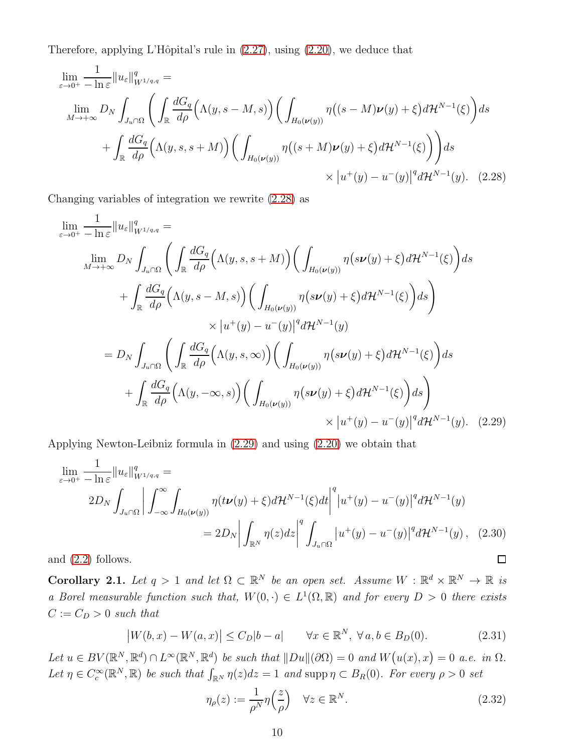Therefore, applying L'Hôpital's rule in (2.27), using (2.20), we deduce that

$$
\begin{aligned}
\lim_{\varepsilon\to 0^+}\frac{1}{-\ln\varepsilon}\|u_\varepsilon\|^q_{W^{1/q,q}} = \\
\lim_{M\to+\infty} D_N\int_{J_u\cap\Omega}\Bigg(\int_{\mathbb{R}}\frac{dG_q}{d\rho}\Big(\Lambda(y,s-M,s)\Big)\bigg(\int_{H_0(\boldsymbol{\nu}(y))}\eta\big((s-M)\boldsymbol{\nu}(y)+\xi\big)d\mathcal{H}^{N-1}(\xi)\bigg)ds \\
+\int_{\mathbb{R}}\frac{dG_q}{d\rho}\Big(\Lambda(y,s,s+M)\Big)\bigg(\int_{H_0(\boldsymbol{\nu}(y))}\eta\big((s+M)\boldsymbol{\nu}(y)+\xi\big)d\mathcal{H}^{N-1}(\xi)\bigg)\Bigg)ds \\
\times\big|u^+(y)-u^-(y)\big|^q d\mathcal{H}^{N-1}(y). \quad (2.28)
\end{aligned}
$$

Changing variables of integration we rewrite (2.28) as

$$
\begin{aligned}
\lim_{\varepsilon\to 0^+}\frac{1}{-\ln\varepsilon}\|u_\varepsilon\|^q_{W^{1/q,q}} = \\
\lim_{M\to+\infty} D_N\int_{J_u\cap\Omega}\Bigg(\int_{\mathbb{R}}\frac{dG_q}{d\rho}\Big(\Lambda(y,s,s+M)\Big)\bigg(\int_{H_0(\boldsymbol{\nu}(y))}\eta\big(s\boldsymbol{\nu}(y)+\xi\big)d\mathcal{H}^{N-1}(\xi)\bigg)ds \\
+\int_{\mathbb{R}}\frac{dG_q}{d\rho}\Big(\Lambda(y,s-M,s)\Big)\bigg(\int_{H_0(\boldsymbol{\nu}(y))}\eta\big(s\boldsymbol{\nu}(y)+\xi\big)d\mathcal{H}^{N-1}(\xi)\bigg)ds\Bigg) \\
\times\big|u^+(y)-u^-(y)\big|^q d\mathcal{H}^{N-1}(y) \\
= D_N\int_{J_u\cap\Omega}\Bigg(\int_{\mathbb{R}}\frac{dG_q}{d\rho}\Big(\Lambda(y,s,\infty)\Big)\bigg(\int_{H_0(\boldsymbol{\nu}(y))}\eta\big(s\boldsymbol{\nu}(y)+\xi\big)d\mathcal{H}^{N-1}(\xi)\bigg)ds \\
+\int_{\mathbb{R}}\frac{dG_q}{d\rho}\Big(\Lambda(y,-\infty,s)\Big)\bigg(\int_{H_0(\boldsymbol{\nu}(y))}\eta\big(s\boldsymbol{\nu}(y)+\xi\big)d\mathcal{H}^{N-1}(\xi)\bigg)ds\Bigg) \\
\times\big|u^+(y)-u^-(y)\big|^q d\mathcal{H}^{N-1}(y). \quad (2.29)
\end{aligned}
$$

Applying Newton-Leibniz formula in (2.29) and using (2.20) we obtain that

$$
\begin{aligned}
\lim_{\varepsilon\to 0^+}\frac{1}{-\ln\varepsilon}\|u_\varepsilon\|^q_{W^{1/q,q}} = \\
2D_N\int_{J_u\cap\Omega}\bigg|\int_{-\infty}^{\infty}\int_{H_0(\boldsymbol{\nu}(y))}\eta(t\boldsymbol{\nu}(y)+\xi)d\mathcal{H}^{N-1}(\xi)dt\bigg|^q\big|u^+(y)-u^-(y)\big|^q d\mathcal{H}^{N-1}(y) \\
= 2D_N\bigg|\int_{\mathbb{R}^N}\eta(z)dz\bigg|^q\int_{J_u\cap\Omega}\big|u^+(y)-u^-(y)\big|^q d\mathcal{H}^{N-1}(y)\,, \quad (2.30)
\end{aligned}
$$

and (2.2) follows. □

**Corollary 2.1.** *Let $q>1$ and let $\Omega\subset\mathbb{R}^N$ be an open set. Assume $W:\mathbb{R}^d\times\mathbb{R}^N\to\mathbb{R}$ is a Borel measurable function such that, $W(0,\cdot)\in L^1(\Omega,\mathbb{R})$ and for every $D>0$ there exists $C:=C_D>0$ such that*

$$
\big|W(b,x)-W(a,x)\big|\le C_D|b-a| \qquad \forall x\in\mathbb{R}^N,\ \forall\, a,b\in B_D(0). \tag{2.31}
$$

*Let $u\in BV(\mathbb{R}^N,\mathbb{R}^d)\cap L^\infty(\mathbb{R}^N,\mathbb{R}^d)$ be such that $\|Du\|(\partial\Omega)=0$ and $W\big(u(x),x\big)=0$ a.e. in $\Omega$. Let $\eta\in C_c^\infty(\mathbb{R}^N,\mathbb{R})$ be such that $\int_{\mathbb{R}^N}\eta(z)dz=1$ and $\operatorname{supp}\eta\subset B_R(0)$. For every $\rho>0$ set*

$$
\eta_\rho(z):=\frac{1}{\rho^N}\eta\Big(\frac{z}{\rho}\Big) \quad \forall z\in\mathbb{R}^N. \tag{2.32}
$$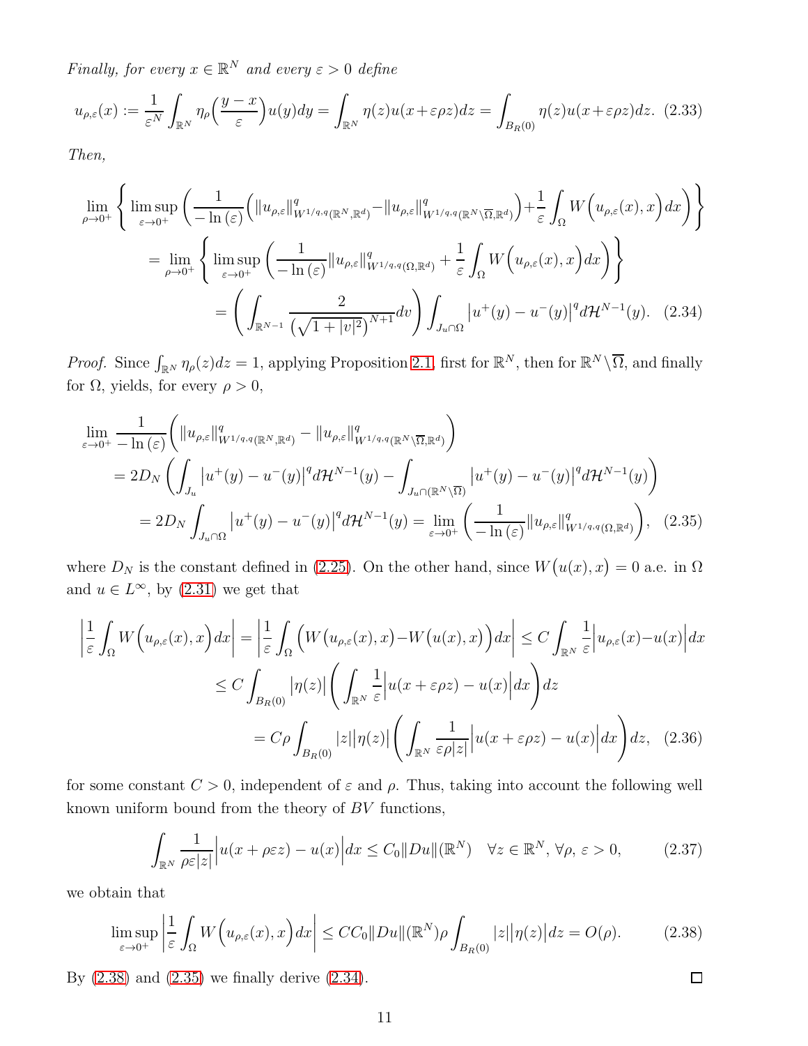*Finally, for every $x \in \mathbb{R}^N$ and every $\varepsilon > 0$ define*

$$u_{\rho,\varepsilon}(x) := \frac{1}{\varepsilon^N}\int_{\mathbb{R}^N} \eta_\rho\Big(\frac{y-x}{\varepsilon}\Big)u(y)dy = \int_{\mathbb{R}^N} \eta(z)u(x+\varepsilon\rho z)dz = \int_{B_R(0)} \eta(z)u(x+\varepsilon\rho z)dz. \quad (2.33)$$

*Then,*

$$\lim_{\rho\to 0^+}\left\{\limsup_{\varepsilon\to 0^+}\left(\frac{1}{-\ln(\varepsilon)}\Big(\|u_{\rho,\varepsilon}\|^q_{W^{1/q,q}(\mathbb{R}^N,\mathbb{R}^d)} - \|u_{\rho,\varepsilon}\|^q_{W^{1/q,q}(\mathbb{R}^N\setminus\overline{\Omega},\mathbb{R}^d)}\Big) + \frac{1}{\varepsilon}\int_\Omega W\Big(u_{\rho,\varepsilon}(x),x\Big)dx\right)\right\}$$
$$= \lim_{\rho\to 0^+}\left\{\limsup_{\varepsilon\to 0^+}\left(\frac{1}{-\ln(\varepsilon)}\|u_{\rho,\varepsilon}\|^q_{W^{1/q,q}(\Omega,\mathbb{R}^d)} + \frac{1}{\varepsilon}\int_\Omega W\Big(u_{\rho,\varepsilon}(x),x\Big)dx\right)\right\}$$
$$= \left(\int_{\mathbb{R}^{N-1}} \frac{2}{\big(\sqrt{1+|v|^2}\big)^{N+1}}dv\right)\int_{J_u\cap\Omega}\big|u^+(y)-u^-(y)\big|^q d\mathcal{H}^{N-1}(y). \quad (2.34)$$

*Proof.* Since $\int_{\mathbb{R}^N}\eta_\rho(z)dz = 1$, applying Proposition 2.1, first for $\mathbb{R}^N$, then for $\mathbb{R}^N\setminus\overline{\Omega}$, and finally for $\Omega$, yields, for every $\rho > 0$,

$$\lim_{\varepsilon\to 0^+}\frac{1}{-\ln(\varepsilon)}\Big(\|u_{\rho,\varepsilon}\|^q_{W^{1/q,q}(\mathbb{R}^N,\mathbb{R}^d)} - \|u_{\rho,\varepsilon}\|^q_{W^{1/q,q}(\mathbb{R}^N\setminus\overline{\Omega},\mathbb{R}^d)}\Big)$$
$$= 2D_N\left(\int_{J_u}\big|u^+(y)-u^-(y)\big|^q d\mathcal{H}^{N-1}(y) - \int_{J_u\cap(\mathbb{R}^N\setminus\overline{\Omega})}\big|u^+(y)-u^-(y)\big|^q d\mathcal{H}^{N-1}(y)\right)$$
$$= 2D_N\int_{J_u\cap\Omega}\big|u^+(y)-u^-(y)\big|^q d\mathcal{H}^{N-1}(y) = \lim_{\varepsilon\to 0^+}\left(\frac{1}{-\ln(\varepsilon)}\|u_{\rho,\varepsilon}\|^q_{W^{1/q,q}(\Omega,\mathbb{R}^d)}\right), \quad (2.35)$$

where $D_N$ is the constant defined in (2.25). On the other hand, since $W\big(u(x),x\big) = 0$ a.e. in $\Omega$ and $u \in L^\infty$, by (2.31) we get that

$$\left|\frac{1}{\varepsilon}\int_\Omega W\Big(u_{\rho,\varepsilon}(x),x\Big)dx\right| = \left|\frac{1}{\varepsilon}\int_\Omega \Big(W\big(u_{\rho,\varepsilon}(x),x\big) - W\big(u(x),x\big)\Big)dx\right| \leq C\int_{\mathbb{R}^N}\frac{1}{\varepsilon}\Big|u_{\rho,\varepsilon}(x)-u(x)\Big|dx$$
$$\leq C\int_{B_R(0)}\big|\eta(z)\big|\left(\int_{\mathbb{R}^N}\frac{1}{\varepsilon}\Big|u(x+\varepsilon\rho z)-u(x)\Big|dx\right)dz$$
$$= C\rho\int_{B_R(0)}|z|\big|\eta(z)\big|\left(\int_{\mathbb{R}^N}\frac{1}{\varepsilon\rho|z|}\Big|u(x+\varepsilon\rho z)-u(x)\Big|dx\right)dz, \quad (2.36)$$

for some constant $C > 0$, independent of $\varepsilon$ and $\rho$. Thus, taking into account the following well known uniform bound from the theory of $BV$ functions,

$$\int_{\mathbb{R}^N}\frac{1}{\rho\varepsilon|z|}\Big|u(x+\rho\varepsilon z)-u(x)\Big|dx \leq C_0\|Du\|(\mathbb{R}^N) \quad \forall z\in\mathbb{R}^N,\ \forall\rho,\ \varepsilon > 0, \quad (2.37)$$

we obtain that

$$\limsup_{\varepsilon\to 0^+}\left|\frac{1}{\varepsilon}\int_\Omega W\Big(u_{\rho,\varepsilon}(x),x\Big)dx\right| \leq CC_0\|Du\|(\mathbb{R}^N)\rho\int_{B_R(0)}|z|\big|\eta(z)\big|dz = O(\rho). \quad (2.38)$$

By (2.38) and (2.35) we finally derive (2.34). □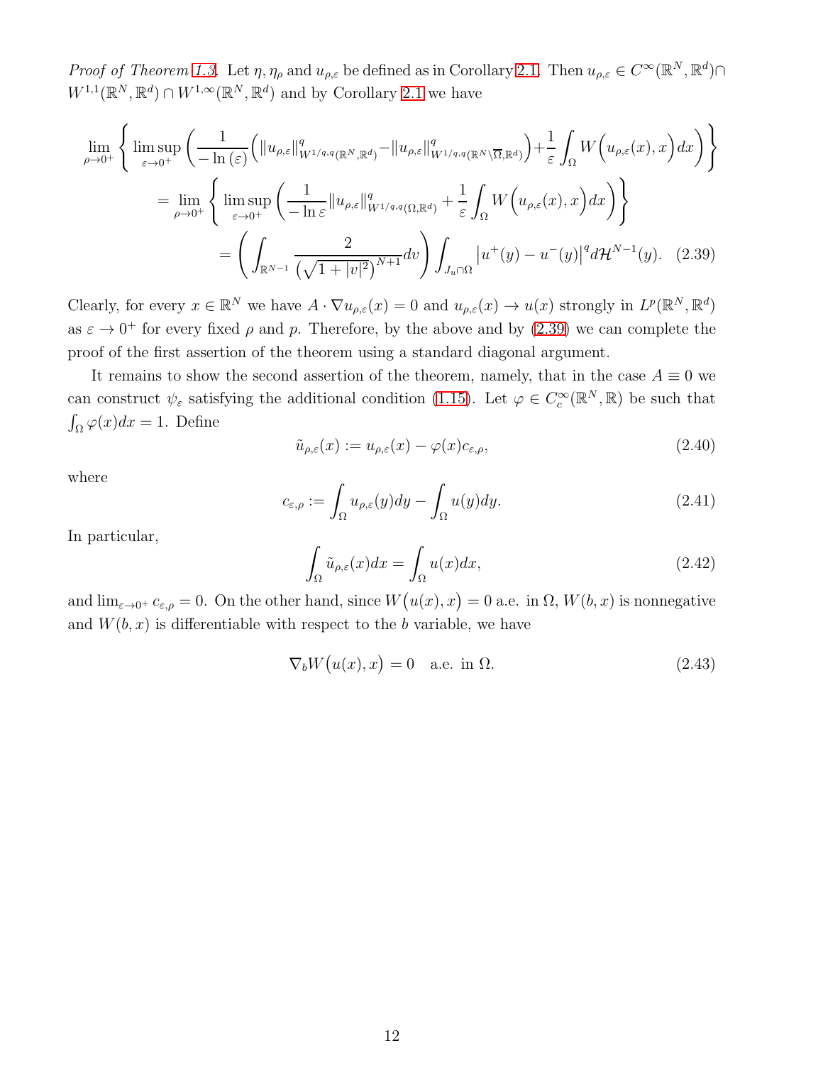*Proof of Theorem 1.3.* Let $\eta, \eta_\rho$ and $u_{\rho,\varepsilon}$ be defined as in Corollary 2.1. Then $u_{\rho,\varepsilon} \in C^\infty(\mathbb{R}^N, \mathbb{R}^d) \cap W^{1,1}(\mathbb{R}^N, \mathbb{R}^d) \cap W^{1,\infty}(\mathbb{R}^N, \mathbb{R}^d)$ and by Corollary 2.1 we have

$$
\begin{aligned}
\lim_{\rho\to 0^+} \left\{ \limsup_{\varepsilon\to 0^+} \left( \frac{1}{-\ln(\varepsilon)} \Big( \|u_{\rho,\varepsilon}\|^q_{W^{1/q,q}(\mathbb{R}^N,\mathbb{R}^d)} - \|u_{\rho,\varepsilon}\|^q_{W^{1/q,q}(\mathbb{R}^N\setminus\overline{\Omega},\mathbb{R}^d)} \Big) + \frac{1}{\varepsilon} \int_\Omega W\Big(u_{\rho,\varepsilon}(x), x\Big) dx \right) \right\} \\
= \lim_{\rho\to 0^+} \left\{ \limsup_{\varepsilon\to 0^+} \left( \frac{1}{-\ln \varepsilon} \|u_{\rho,\varepsilon}\|^q_{W^{1/q,q}(\Omega,\mathbb{R}^d)} + \frac{1}{\varepsilon} \int_\Omega W\Big(u_{\rho,\varepsilon}(x), x\Big) dx \right) \right\} \\
= \left( \int_{\mathbb{R}^{N-1}} \frac{2}{\left(\sqrt{1+|v|^2}\right)^{N+1}} dv \right) \int_{J_u\cap\Omega} \big|u^+(y) - u^-(y)\big|^q d\mathcal{H}^{N-1}(y). \quad (2.39)
\end{aligned}
$$

Clearly, for every $x \in \mathbb{R}^N$ we have $A \cdot \nabla u_{\rho,\varepsilon}(x) = 0$ and $u_{\rho,\varepsilon}(x) \to u(x)$ strongly in $L^p(\mathbb{R}^N, \mathbb{R}^d)$ as $\varepsilon \to 0^+$ for every fixed $\rho$ and $p$. Therefore, by the above and by (2.39) we can complete the proof of the first assertion of the theorem using a standard diagonal argument.

It remains to show the second assertion of the theorem, namely, that in the case $A \equiv 0$ we can construct $\psi_\varepsilon$ satisfying the additional condition (1.15). Let $\varphi \in C_c^\infty(\mathbb{R}^N, \mathbb{R})$ be such that $\int_\Omega \varphi(x)dx = 1$. Define

$$
\tilde{u}_{\rho,\varepsilon}(x) := u_{\rho,\varepsilon}(x) - \varphi(x)c_{\varepsilon,\rho}, \quad (2.40)
$$

where

$$
c_{\varepsilon,\rho} := \int_\Omega u_{\rho,\varepsilon}(y)dy - \int_\Omega u(y)dy. \quad (2.41)
$$

In particular,

$$
\int_\Omega \tilde{u}_{\rho,\varepsilon}(x)dx = \int_\Omega u(x)dx, \quad (2.42)
$$

and $\lim_{\varepsilon\to 0^+} c_{\varepsilon,\rho} = 0$. On the other hand, since $W\big(u(x), x\big) = 0$ a.e. in $\Omega$, $W(b, x)$ is nonnegative and $W(b, x)$ is differentiable with respect to the $b$ variable, we have

$$
\nabla_b W\big(u(x), x\big) = 0 \quad \text{a.e. in } \Omega. \quad (2.43)
$$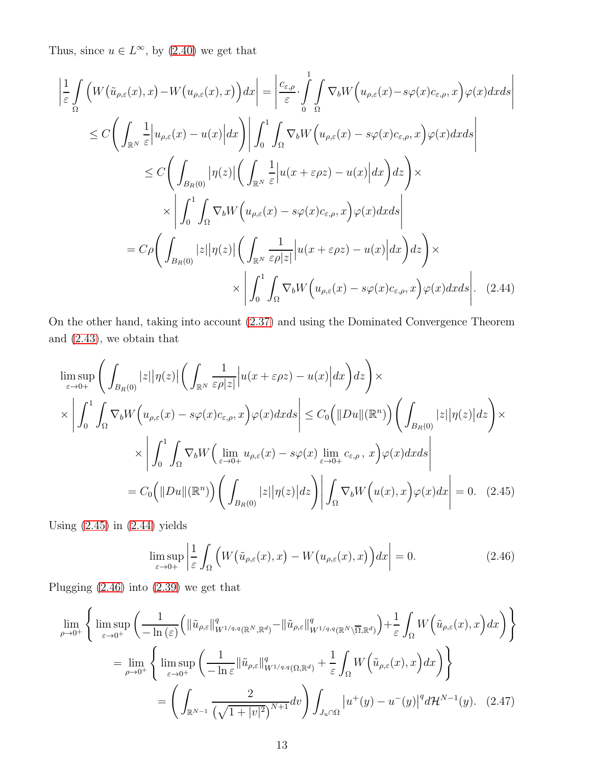Thus, since $u \in L^\infty$, by (2.40) we get that

$$
\begin{aligned}
\left|\frac{1}{\varepsilon}\int\limits_\Omega \Big(W\big(\tilde{u}_{\rho,\varepsilon}(x),x\big)-W\big(u_{\rho,\varepsilon}(x),x\big)\Big)dx\right| &= \left|\frac{c_{\varepsilon,\rho}}{\varepsilon}\cdot\int\limits_0^1\int\limits_\Omega \nabla_b W\Big(u_{\rho,\varepsilon}(x)-s\varphi(x)c_{\varepsilon,\rho},x\Big)\varphi(x)dxds\right| \\
&\le C\left(\int_{\mathbb{R}^N}\frac{1}{\varepsilon}\Big|u_{\rho,\varepsilon}(x)-u(x)\Big|dx\right)\left|\int_0^1\int_\Omega \nabla_b W\Big(u_{\rho,\varepsilon}(x)-s\varphi(x)c_{\varepsilon,\rho},x\Big)\varphi(x)dxds\right| \\
&\le C\left(\int_{B_R(0)}\big|\eta(z)\big|\left(\int_{\mathbb{R}^N}\frac{1}{\varepsilon}\Big|u(x+\varepsilon\rho z)-u(x)\Big|dx\right)dz\right)\times \\
&\qquad\times\left|\int_0^1\int_\Omega \nabla_b W\Big(u_{\rho,\varepsilon}(x)-s\varphi(x)c_{\varepsilon,\rho},x\Big)\varphi(x)dxds\right| \\
&= C\rho\left(\int_{B_R(0)}|z|\big|\eta(z)\big|\left(\int_{\mathbb{R}^N}\frac{1}{\varepsilon\rho|z|}\Big|u(x+\varepsilon\rho z)-u(x)\Big|dx\right)dz\right)\times \\
&\qquad\times\left|\int_0^1\int_\Omega \nabla_b W\Big(u_{\rho,\varepsilon}(x)-s\varphi(x)c_{\varepsilon,\rho},x\Big)\varphi(x)dxds\right|. \quad (2.44)
\end{aligned}
$$

On the other hand, taking into account (2.37) and using the Dominated Convergence Theorem and (2.43), we obtain that

$$
\begin{aligned}
&\limsup_{\varepsilon\to 0^+}\left(\int_{B_R(0)}|z|\big|\eta(z)\big|\left(\int_{\mathbb{R}^N}\frac{1}{\varepsilon\rho|z|}\Big|u(x+\varepsilon\rho z)-u(x)\Big|dx\right)dz\right)\times \\
&\times\left|\int_0^1\int_\Omega \nabla_b W\Big(u_{\rho,\varepsilon}(x)-s\varphi(x)c_{\varepsilon,\rho},x\Big)\varphi(x)dxds\right| \le C_0\Big(\|Du\|(\mathbb{R}^n)\Big)\left(\int_{B_R(0)}|z|\big|\eta(z)\big|dz\right)\times \\
&\qquad\times\left|\int_0^1\int_\Omega \nabla_b W\Big(\lim_{\varepsilon\to 0^+}u_{\rho,\varepsilon}(x)-s\varphi(x)\lim_{\varepsilon\to 0^+}c_{\varepsilon,\rho}\,,\,x\Big)\varphi(x)dxds\right| \\
&\qquad= C_0\Big(\|Du\|(\mathbb{R}^n)\Big)\left(\int_{B_R(0)}|z|\big|\eta(z)\big|dz\right)\left|\int_\Omega \nabla_b W\Big(u(x),x\Big)\varphi(x)dx\right| = 0. \quad (2.45)
\end{aligned}
$$

Using (2.45) in (2.44) yields

$$
\limsup_{\varepsilon\to 0^+}\left|\frac{1}{\varepsilon}\int_\Omega\Big(W\big(\tilde{u}_{\rho,\varepsilon}(x),x\big)-W\big(u_{\rho,\varepsilon}(x),x\big)\Big)dx\right| = 0. \quad (2.46)
$$

Plugging (2.46) into (2.39) we get that

$$
\begin{aligned}
&\lim_{\rho\to 0^+}\left\{\limsup_{\varepsilon\to 0^+}\left(\frac{1}{-\ln(\varepsilon)}\Big(\|\tilde{u}_{\rho,\varepsilon}\|^q_{W^{1/q,q}(\mathbb{R}^N,\mathbb{R}^d)}-\|\tilde{u}_{\rho,\varepsilon}\|^q_{W^{1/q,q}(\mathbb{R}^N\setminus\overline{\Omega},\mathbb{R}^d)}\Big)+\frac{1}{\varepsilon}\int_\Omega W\Big(\tilde{u}_{\rho,\varepsilon}(x),x\Big)dx\right)\right\} \\
&\quad= \lim_{\rho\to 0^+}\left\{\limsup_{\varepsilon\to 0^+}\left(\frac{1}{-\ln\varepsilon}\|\tilde{u}_{\rho,\varepsilon}\|^q_{W^{1/q,q}(\Omega,\mathbb{R}^d)}+\frac{1}{\varepsilon}\int_\Omega W\Big(\tilde{u}_{\rho,\varepsilon}(x),x\Big)dx\right)\right\} \\
&\qquad= \left(\int_{\mathbb{R}^{N-1}}\frac{2}{\big(\sqrt{1+|v|^2}\big)^{N+1}}dv\right)\int_{J_u\cap\Omega}\big|u^+(y)-u^-(y)\big|^q d\mathcal{H}^{N-1}(y). \quad (2.47)
\end{aligned}
$$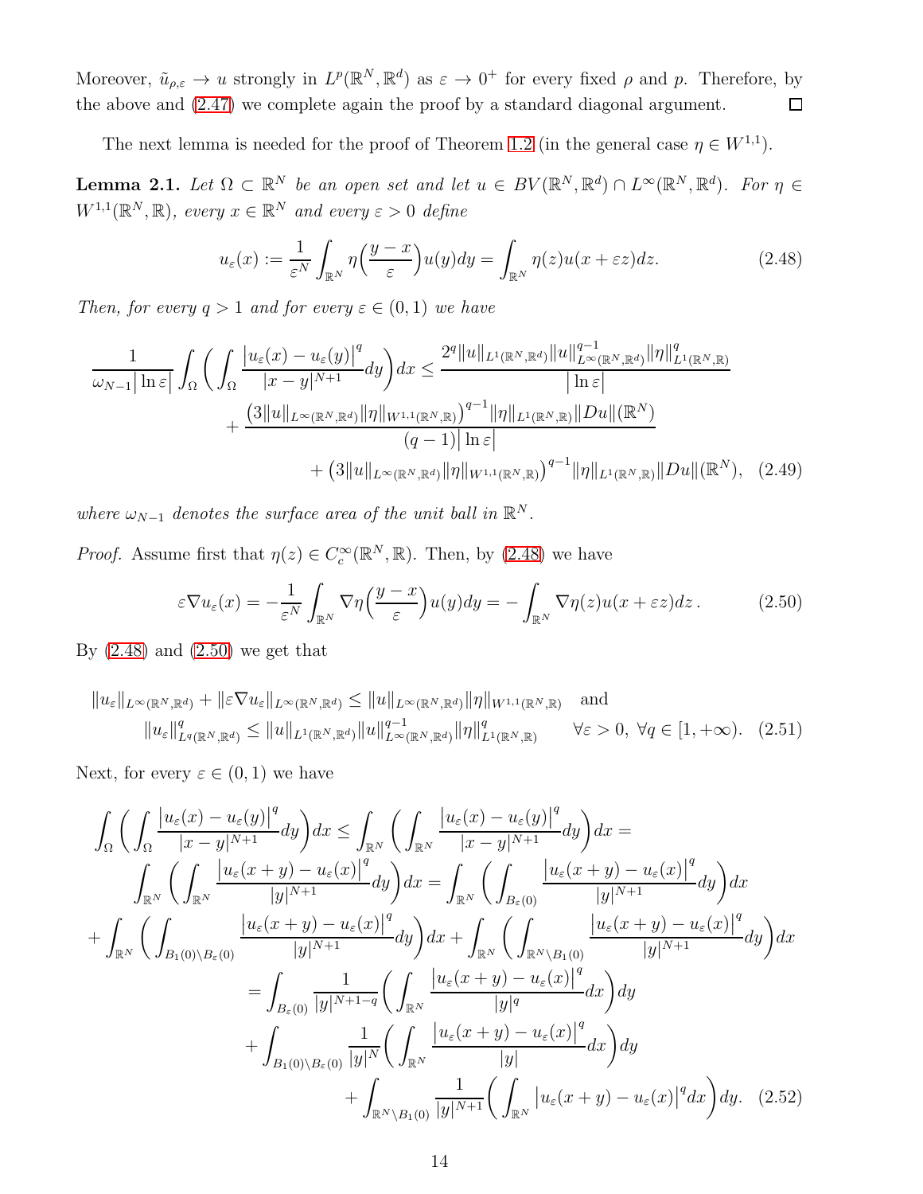Moreover, $\tilde{u}_{\rho,\varepsilon} \to u$ strongly in $L^p(\mathbb{R}^N, \mathbb{R}^d)$ as $\varepsilon \to 0^+$ for every fixed $\rho$ and $p$. Therefore, by the above and (2.47) we complete again the proof by a standard diagonal argument. $\square$

The next lemma is needed for the proof of Theorem 1.2 (in the general case $\eta \in W^{1,1}$).

**Lemma 2.1.** *Let $\Omega \subset \mathbb{R}^N$ be an open set and let $u \in BV(\mathbb{R}^N, \mathbb{R}^d) \cap L^\infty(\mathbb{R}^N, \mathbb{R}^d)$. For $\eta \in W^{1,1}(\mathbb{R}^N, \mathbb{R})$, every $x \in \mathbb{R}^N$ and every $\varepsilon > 0$ define*

$$
u_\varepsilon(x) := \frac{1}{\varepsilon^N} \int_{\mathbb{R}^N} \eta\Big(\frac{y-x}{\varepsilon}\Big) u(y) dy = \int_{\mathbb{R}^N} \eta(z) u(x + \varepsilon z) dz. \tag{2.48}
$$

*Then, for every $q > 1$ and for every $\varepsilon \in (0,1)$ we have*

$$
\begin{aligned}
\frac{1}{\omega_{N-1}\big|\ln \varepsilon\big|} \int_\Omega \bigg( \int_\Omega \frac{\big|u_\varepsilon(x) - u_\varepsilon(y)\big|^q}{|x-y|^{N+1}} dy \bigg) dx &\leq \frac{2^q \|u\|_{L^1(\mathbb{R}^N,\mathbb{R}^d)} \|u\|^{q-1}_{L^\infty(\mathbb{R}^N,\mathbb{R}^d)} \|\eta\|^q_{L^1(\mathbb{R}^N,\mathbb{R})}}{\big|\ln \varepsilon\big|} \\
&+ \frac{\big(3\|u\|_{L^\infty(\mathbb{R}^N,\mathbb{R}^d)} \|\eta\|_{W^{1,1}(\mathbb{R}^N,\mathbb{R})}\big)^{q-1} \|\eta\|_{L^1(\mathbb{R}^N,\mathbb{R})} \|Du\|(\mathbb{R}^N)}{(q-1)\big|\ln \varepsilon\big|} \\
&\quad + \big(3\|u\|_{L^\infty(\mathbb{R}^N,\mathbb{R}^d)} \|\eta\|_{W^{1,1}(\mathbb{R}^N,\mathbb{R})}\big)^{q-1} \|\eta\|_{L^1(\mathbb{R}^N,\mathbb{R})} \|Du\|(\mathbb{R}^N),
\end{aligned} \tag{2.49}
$$

*where $\omega_{N-1}$ denotes the surface area of the unit ball in $\mathbb{R}^N$.*

*Proof.* Assume first that $\eta(z) \in C_c^\infty(\mathbb{R}^N, \mathbb{R})$. Then, by (2.48) we have

$$
\varepsilon \nabla u_\varepsilon(x) = -\frac{1}{\varepsilon^N} \int_{\mathbb{R}^N} \nabla \eta\Big(\frac{y-x}{\varepsilon}\Big) u(y) dy = -\int_{\mathbb{R}^N} \nabla \eta(z) u(x + \varepsilon z) dz\,. \tag{2.50}
$$

By (2.48) and (2.50) we get that

$$
\begin{aligned}
&\|u_\varepsilon\|_{L^\infty(\mathbb{R}^N,\mathbb{R}^d)} + \|\varepsilon \nabla u_\varepsilon\|_{L^\infty(\mathbb{R}^N,\mathbb{R}^d)} \leq \|u\|_{L^\infty(\mathbb{R}^N,\mathbb{R}^d)} \|\eta\|_{W^{1,1}(\mathbb{R}^N,\mathbb{R})} \quad \text{and} \\
&\qquad \|u_\varepsilon\|^q_{L^q(\mathbb{R}^N,\mathbb{R}^d)} \leq \|u\|_{L^1(\mathbb{R}^N,\mathbb{R}^d)} \|u\|^{q-1}_{L^\infty(\mathbb{R}^N,\mathbb{R}^d)} \|\eta\|^q_{L^1(\mathbb{R}^N,\mathbb{R})} \qquad \forall \varepsilon > 0,\ \forall q \in [1, +\infty).
\end{aligned} \tag{2.51}
$$

Next, for every $\varepsilon \in (0,1)$ we have

$$
\begin{aligned}
\int_\Omega \bigg( \int_\Omega \frac{\big|u_\varepsilon(x) - u_\varepsilon(y)\big|^q}{|x-y|^{N+1}} dy \bigg) dx &\leq \int_{\mathbb{R}^N} \bigg( \int_{\mathbb{R}^N} \frac{\big|u_\varepsilon(x) - u_\varepsilon(y)\big|^q}{|x-y|^{N+1}} dy \bigg) dx = \\
\int_{\mathbb{R}^N} \bigg( \int_{\mathbb{R}^N} \frac{\big|u_\varepsilon(x+y) - u_\varepsilon(x)\big|^q}{|y|^{N+1}} dy \bigg) dx &= \int_{\mathbb{R}^N} \bigg( \int_{B_\varepsilon(0)} \frac{\big|u_\varepsilon(x+y) - u_\varepsilon(x)\big|^q}{|y|^{N+1}} dy \bigg) dx \\
+ \int_{\mathbb{R}^N} \bigg( \int_{B_1(0) \setminus B_\varepsilon(0)} \frac{\big|u_\varepsilon(x+y) - u_\varepsilon(x)\big|^q}{|y|^{N+1}} dy \bigg) dx &+ \int_{\mathbb{R}^N} \bigg( \int_{\mathbb{R}^N \setminus B_1(0)} \frac{\big|u_\varepsilon(x+y) - u_\varepsilon(x)\big|^q}{|y|^{N+1}} dy \bigg) dx \\
&= \int_{B_\varepsilon(0)} \frac{1}{|y|^{N+1-q}} \bigg( \int_{\mathbb{R}^N} \frac{\big|u_\varepsilon(x+y) - u_\varepsilon(x)\big|^q}{|y|^q} dx \bigg) dy \\
&\quad + \int_{B_1(0) \setminus B_\varepsilon(0)} \frac{1}{|y|^N} \bigg( \int_{\mathbb{R}^N} \frac{\big|u_\varepsilon(x+y) - u_\varepsilon(x)\big|^q}{|y|} dx \bigg) dy \\
&\quad + \int_{\mathbb{R}^N \setminus B_1(0)} \frac{1}{|y|^{N+1}} \bigg( \int_{\mathbb{R}^N} \big|u_\varepsilon(x+y) - u_\varepsilon(x)\big|^q dx \bigg) dy.
\end{aligned} \tag{2.52}
$$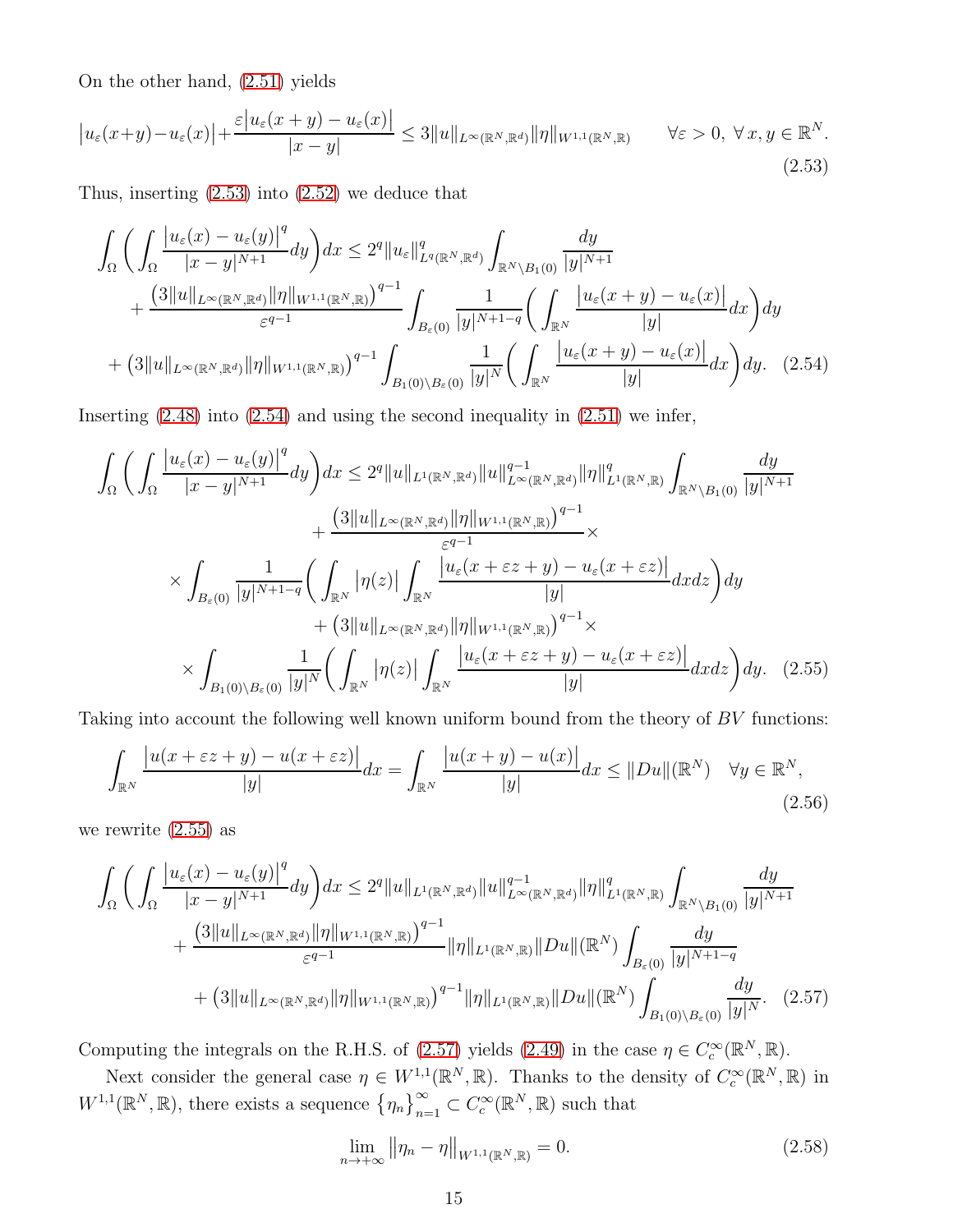On the other hand, (2.51) yields

$$\big|u_\varepsilon(x+y)-u_\varepsilon(x)\big|+\frac{\varepsilon\big|u_\varepsilon(x+y)-u_\varepsilon(x)\big|}{|x-y|}\leq 3\|u\|_{L^\infty(\mathbb{R}^N,\mathbb{R}^d)}\|\eta\|_{W^{1,1}(\mathbb{R}^N,\mathbb{R})}\qquad \forall\varepsilon>0,\ \forall\, x,y\in\mathbb{R}^N. \tag{2.53}$$

Thus, inserting (2.53) into (2.52) we deduce that

$$\begin{aligned}\int_\Omega\bigg(\int_\Omega\frac{\big|u_\varepsilon(x)-u_\varepsilon(y)\big|^q}{|x-y|^{N+1}}dy\bigg)dx&\leq 2^q\|u_\varepsilon\|^q_{L^q(\mathbb{R}^N,\mathbb{R}^d)}\int_{\mathbb{R}^N\setminus B_1(0)}\frac{dy}{|y|^{N+1}}\\&+\frac{\big(3\|u\|_{L^\infty(\mathbb{R}^N,\mathbb{R}^d)}\|\eta\|_{W^{1,1}(\mathbb{R}^N,\mathbb{R})}\big)^{q-1}}{\varepsilon^{q-1}}\int_{B_\varepsilon(0)}\frac{1}{|y|^{N+1-q}}\bigg(\int_{\mathbb{R}^N}\frac{\big|u_\varepsilon(x+y)-u_\varepsilon(x)\big|}{|y|}dx\bigg)dy\\&+\big(3\|u\|_{L^\infty(\mathbb{R}^N,\mathbb{R}^d)}\|\eta\|_{W^{1,1}(\mathbb{R}^N,\mathbb{R})}\big)^{q-1}\int_{B_1(0)\setminus B_\varepsilon(0)}\frac{1}{|y|^N}\bigg(\int_{\mathbb{R}^N}\frac{\big|u_\varepsilon(x+y)-u_\varepsilon(x)\big|}{|y|}dx\bigg)dy.\end{aligned}\tag{2.54}$$

Inserting (2.48) into (2.54) and using the second inequality in (2.51) we infer,

$$\begin{aligned}\int_\Omega\bigg(\int_\Omega\frac{\big|u_\varepsilon(x)-u_\varepsilon(y)\big|^q}{|x-y|^{N+1}}dy\bigg)dx&\leq 2^q\|u\|_{L^1(\mathbb{R}^N,\mathbb{R}^d)}\|u\|^{q-1}_{L^\infty(\mathbb{R}^N,\mathbb{R}^d)}\|\eta\|^q_{L^1(\mathbb{R}^N,\mathbb{R})}\int_{\mathbb{R}^N\setminus B_1(0)}\frac{dy}{|y|^{N+1}}\\&+\frac{\big(3\|u\|_{L^\infty(\mathbb{R}^N,\mathbb{R}^d)}\|\eta\|_{W^{1,1}(\mathbb{R}^N,\mathbb{R})}\big)^{q-1}}{\varepsilon^{q-1}}\times\\&\times\int_{B_\varepsilon(0)}\frac{1}{|y|^{N+1-q}}\bigg(\int_{\mathbb{R}^N}\big|\eta(z)\big|\int_{\mathbb{R}^N}\frac{\big|u_\varepsilon(x+\varepsilon z+y)-u_\varepsilon(x+\varepsilon z)\big|}{|y|}dxdz\bigg)dy\\&+\big(3\|u\|_{L^\infty(\mathbb{R}^N,\mathbb{R}^d)}\|\eta\|_{W^{1,1}(\mathbb{R}^N,\mathbb{R})}\big)^{q-1}\times\\&\times\int_{B_1(0)\setminus B_\varepsilon(0)}\frac{1}{|y|^N}\bigg(\int_{\mathbb{R}^N}\big|\eta(z)\big|\int_{\mathbb{R}^N}\frac{\big|u_\varepsilon(x+\varepsilon z+y)-u_\varepsilon(x+\varepsilon z)\big|}{|y|}dxdz\bigg)dy.\end{aligned}\tag{2.55}$$

Taking into account the following well known uniform bound from the theory of $BV$ functions:

$$\int_{\mathbb{R}^N}\frac{\big|u(x+\varepsilon z+y)-u(x+\varepsilon z)\big|}{|y|}dx=\int_{\mathbb{R}^N}\frac{\big|u(x+y)-u(x)\big|}{|y|}dx\leq\|Du\|(\mathbb{R}^N)\quad\forall y\in\mathbb{R}^N,\tag{2.56}$$

we rewrite (2.55) as

$$\begin{aligned}\int_\Omega\bigg(\int_\Omega\frac{\big|u_\varepsilon(x)-u_\varepsilon(y)\big|^q}{|x-y|^{N+1}}dy\bigg)dx&\leq 2^q\|u\|_{L^1(\mathbb{R}^N,\mathbb{R}^d)}\|u\|^{q-1}_{L^\infty(\mathbb{R}^N,\mathbb{R}^d)}\|\eta\|^q_{L^1(\mathbb{R}^N,\mathbb{R})}\int_{\mathbb{R}^N\setminus B_1(0)}\frac{dy}{|y|^{N+1}}\\&+\frac{\big(3\|u\|_{L^\infty(\mathbb{R}^N,\mathbb{R}^d)}\|\eta\|_{W^{1,1}(\mathbb{R}^N,\mathbb{R})}\big)^{q-1}}{\varepsilon^{q-1}}\|\eta\|_{L^1(\mathbb{R}^N,\mathbb{R})}\|Du\|(\mathbb{R}^N)\int_{B_\varepsilon(0)}\frac{dy}{|y|^{N+1-q}}\\&+\big(3\|u\|_{L^\infty(\mathbb{R}^N,\mathbb{R}^d)}\|\eta\|_{W^{1,1}(\mathbb{R}^N,\mathbb{R})}\big)^{q-1}\|\eta\|_{L^1(\mathbb{R}^N,\mathbb{R})}\|Du\|(\mathbb{R}^N)\int_{B_1(0)\setminus B_\varepsilon(0)}\frac{dy}{|y|^N}.\end{aligned}\tag{2.57}$$

Computing the integrals on the R.H.S. of (2.57) yields (2.49) in the case $\eta\in C^\infty_c(\mathbb{R}^N,\mathbb{R})$.

Next consider the general case $\eta\in W^{1,1}(\mathbb{R}^N,\mathbb{R})$. Thanks to the density of $C^\infty_c(\mathbb{R}^N,\mathbb{R})$ in $W^{1,1}(\mathbb{R}^N,\mathbb{R})$, there exists a sequence $\big\{\eta_n\big\}_{n=1}^\infty\subset C^\infty_c(\mathbb{R}^N,\mathbb{R})$ such that

$$\lim_{n\to+\infty}\big\|\eta_n-\eta\big\|_{W^{1,1}(\mathbb{R}^N,\mathbb{R})}=0.\tag{2.58}$$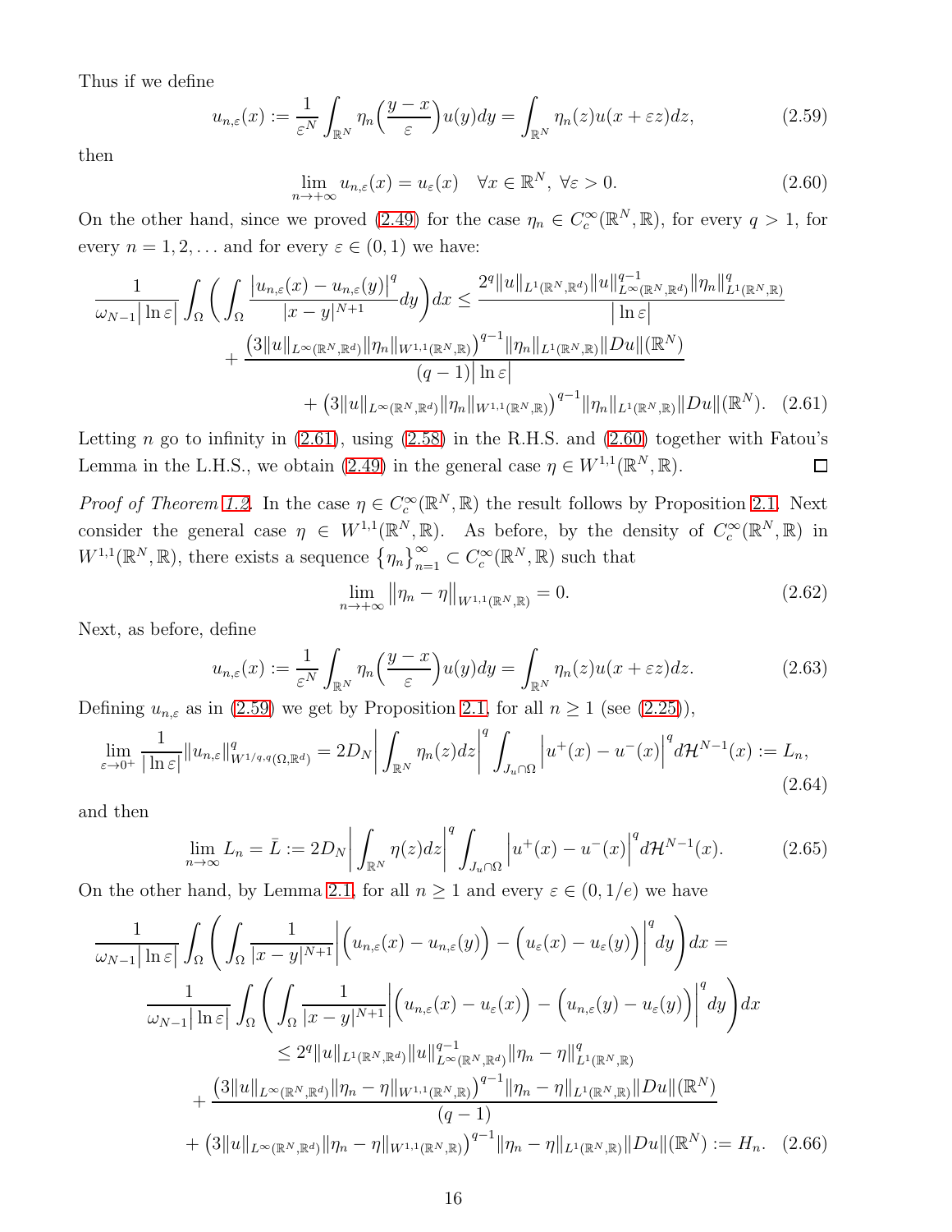Thus if we define

$$u_{n,\varepsilon}(x) := \frac{1}{\varepsilon^N}\int_{\mathbb{R}^N} \eta_n\Big(\frac{y-x}{\varepsilon}\Big)u(y)dy = \int_{\mathbb{R}^N}\eta_n(z)u(x+\varepsilon z)dz, \tag{2.59}$$

then

$$\lim_{n\to+\infty} u_{n,\varepsilon}(x) = u_\varepsilon(x) \quad \forall x\in\mathbb{R}^N,\ \forall\varepsilon>0. \tag{2.60}$$

On the other hand, since we proved (2.49) for the case $\eta_n \in C_c^\infty(\mathbb{R}^N,\mathbb{R})$, for every $q>1$, for every $n=1,2,\ldots$ and for every $\varepsilon\in(0,1)$ we have:

$$\begin{aligned}\frac{1}{\omega_{N-1}\big|\ln\varepsilon\big|}\int_\Omega\bigg(\int_\Omega \frac{\big|u_{n,\varepsilon}(x)-u_{n,\varepsilon}(y)\big|^q}{|x-y|^{N+1}}dy\bigg)dx \le \frac{2^q\|u\|_{L^1(\mathbb{R}^N,\mathbb{R}^d)}\|u\|^{q-1}_{L^\infty(\mathbb{R}^N,\mathbb{R}^d)}\|\eta_n\|^q_{L^1(\mathbb{R}^N,\mathbb{R})}}{\big|\ln\varepsilon\big|}\\ +\frac{\big(3\|u\|_{L^\infty(\mathbb{R}^N,\mathbb{R}^d)}\|\eta_n\|_{W^{1,1}(\mathbb{R}^N,\mathbb{R})}\big)^{q-1}\|\eta_n\|_{L^1(\mathbb{R}^N,\mathbb{R})}\|Du\|(\mathbb{R}^N)}{(q-1)\big|\ln\varepsilon\big|}\\ +\big(3\|u\|_{L^\infty(\mathbb{R}^N,\mathbb{R}^d)}\|\eta_n\|_{W^{1,1}(\mathbb{R}^N,\mathbb{R})}\big)^{q-1}\|\eta_n\|_{L^1(\mathbb{R}^N,\mathbb{R})}\|Du\|(\mathbb{R}^N).\end{aligned} \tag{2.61}$$

Letting $n$ go to infinity in (2.61), using (2.58) in the R.H.S. and (2.60) together with Fatou's Lemma in the L.H.S., we obtain (2.49) in the general case $\eta\in W^{1,1}(\mathbb{R}^N,\mathbb{R})$. □

*Proof of Theorem 1.2.* In the case $\eta\in C_c^\infty(\mathbb{R}^N,\mathbb{R})$ the result follows by Proposition 2.1. Next consider the general case $\eta\in W^{1,1}(\mathbb{R}^N,\mathbb{R})$. As before, by the density of $C_c^\infty(\mathbb{R}^N,\mathbb{R})$ in $W^{1,1}(\mathbb{R}^N,\mathbb{R})$, there exists a sequence $\{\eta_n\}_{n=1}^\infty\subset C_c^\infty(\mathbb{R}^N,\mathbb{R})$ such that

$$\lim_{n\to+\infty}\big\|\eta_n-\eta\big\|_{W^{1,1}(\mathbb{R}^N,\mathbb{R})}=0. \tag{2.62}$$

Next, as before, define

$$u_{n,\varepsilon}(x) := \frac{1}{\varepsilon^N}\int_{\mathbb{R}^N} \eta_n\Big(\frac{y-x}{\varepsilon}\Big)u(y)dy = \int_{\mathbb{R}^N}\eta_n(z)u(x+\varepsilon z)dz. \tag{2.63}$$

Defining $u_{n,\varepsilon}$ as in (2.59) we get by Proposition 2.1, for all $n\ge1$ (see (2.25)),

$$\lim_{\varepsilon\to0^+}\frac{1}{|\ln\varepsilon|}\|u_{n,\varepsilon}\|^q_{W^{1/q,q}(\Omega,\mathbb{R}^d)} = 2D_N\bigg|\int_{\mathbb{R}^N}\eta_n(z)dz\bigg|^q\int_{J_u\cap\Omega}\Big|u^+(x)-u^-(x)\Big|^q d\mathcal{H}^{N-1}(x) := L_n, \tag{2.64}$$

and then

$$\lim_{n\to\infty}L_n=\bar L := 2D_N\bigg|\int_{\mathbb{R}^N}\eta(z)dz\bigg|^q\int_{J_u\cap\Omega}\Big|u^+(x)-u^-(x)\Big|^q d\mathcal{H}^{N-1}(x). \tag{2.65}$$

On the other hand, by Lemma 2.1, for all $n\ge1$ and every $\varepsilon\in(0,1/e)$ we have

$$\begin{aligned}\frac{1}{\omega_{N-1}\big|\ln\varepsilon\big|}\int_\Omega\Bigg(\int_\Omega\frac{1}{|x-y|^{N+1}}\bigg|\Big(u_{n,\varepsilon}(x)-u_{n,\varepsilon}(y)\Big)-\Big(u_\varepsilon(x)-u_\varepsilon(y)\Big)\bigg|^q dy\Bigg)dx =\\ \frac{1}{\omega_{N-1}\big|\ln\varepsilon\big|}\int_\Omega\Bigg(\int_\Omega\frac{1}{|x-y|^{N+1}}\bigg|\Big(u_{n,\varepsilon}(x)-u_\varepsilon(x)\Big)-\Big(u_{n,\varepsilon}(y)-u_\varepsilon(y)\Big)\bigg|^q dy\Bigg)dx\\ \le 2^q\|u\|_{L^1(\mathbb{R}^N,\mathbb{R}^d)}\|u\|^{q-1}_{L^\infty(\mathbb{R}^N,\mathbb{R}^d)}\|\eta_n-\eta\|^q_{L^1(\mathbb{R}^N,\mathbb{R})}\\ +\frac{\big(3\|u\|_{L^\infty(\mathbb{R}^N,\mathbb{R}^d)}\|\eta_n-\eta\|_{W^{1,1}(\mathbb{R}^N,\mathbb{R})}\big)^{q-1}\|\eta_n-\eta\|_{L^1(\mathbb{R}^N,\mathbb{R})}\|Du\|(\mathbb{R}^N)}{(q-1)}\\ +\big(3\|u\|_{L^\infty(\mathbb{R}^N,\mathbb{R}^d)}\|\eta_n-\eta\|_{W^{1,1}(\mathbb{R}^N,\mathbb{R})}\big)^{q-1}\|\eta_n-\eta\|_{L^1(\mathbb{R}^N,\mathbb{R})}\|Du\|(\mathbb{R}^N) := H_n.\end{aligned} \tag{2.66}$$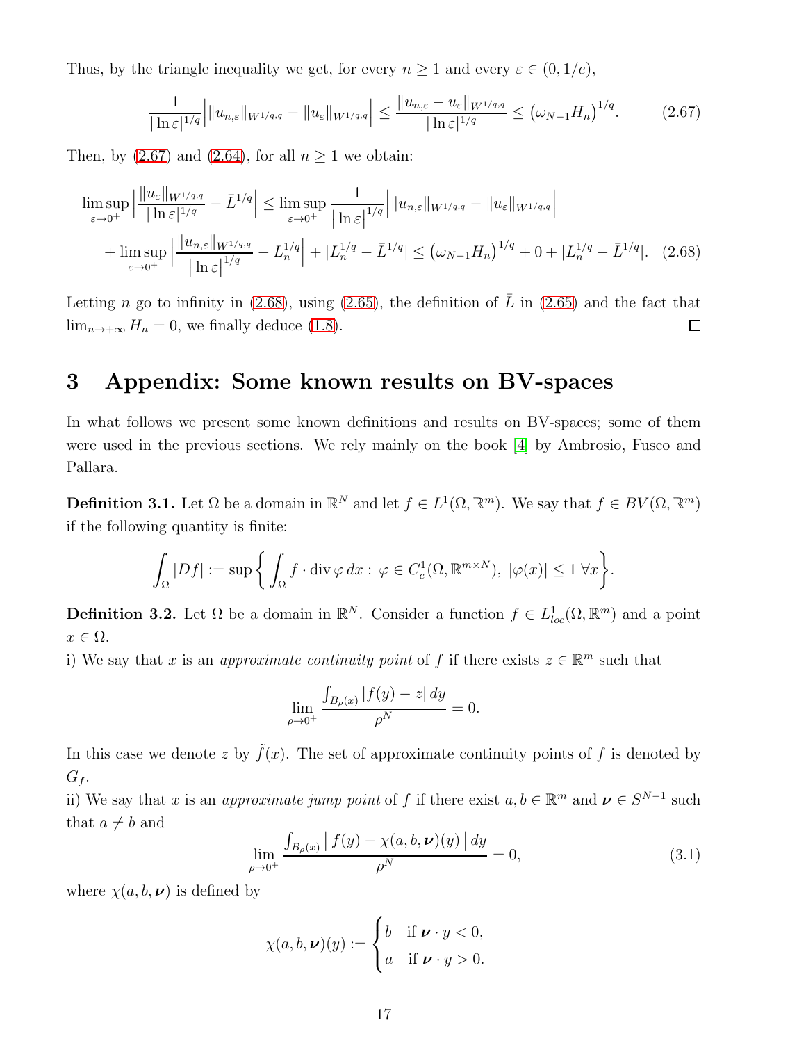Thus, by the triangle inequality we get, for every $n \geq 1$ and every $\varepsilon \in (0, 1/e)$,

$$\frac{1}{|\ln \varepsilon|^{1/q}} \Big| \|u_{n,\varepsilon}\|_{W^{1/q,q}} - \|u_\varepsilon\|_{W^{1/q,q}} \Big| \leq \frac{\|u_{n,\varepsilon} - u_\varepsilon\|_{W^{1/q,q}}}{|\ln \varepsilon|^{1/q}} \leq \big(\omega_{N-1} H_n\big)^{1/q}. \tag{2.67}$$

Then, by (2.67) and (2.64), for all $n \geq 1$ we obtain:

$$\limsup_{\varepsilon \to 0^+} \Big| \frac{\|u_\varepsilon\|_{W^{1/q,q}}}{|\ln \varepsilon|^{1/q}} - \bar{L}^{1/q} \Big| \leq \limsup_{\varepsilon \to 0^+} \frac{1}{\big|\ln \varepsilon\big|^{1/q}} \Big| \|u_{n,\varepsilon}\|_{W^{1/q,q}} - \|u_\varepsilon\|_{W^{1/q,q}} \Big|$$
$$+ \limsup_{\varepsilon \to 0^+} \Big| \frac{\|u_{n,\varepsilon}\|_{W^{1/q,q}}}{\big|\ln \varepsilon\big|^{1/q}} - L_n^{1/q} \Big| + |L_n^{1/q} - \bar{L}^{1/q}| \leq \big(\omega_{N-1} H_n\big)^{1/q} + 0 + |L_n^{1/q} - \bar{L}^{1/q}|. \tag{2.68}$$

Letting $n$ go to infinity in (2.68), using (2.65), the definition of $\bar{L}$ in (2.65) and the fact that $\lim_{n \to +\infty} H_n = 0$, we finally deduce (1.8). $\square$

# 3 Appendix: Some known results on BV-spaces

In what follows we present some known definitions and results on BV-spaces; some of them were used in the previous sections. We rely mainly on the book [4] by Ambrosio, Fusco and Pallara.

**Definition 3.1.** Let $\Omega$ be a domain in $\mathbb{R}^N$ and let $f \in L^1(\Omega, \mathbb{R}^m)$. We say that $f \in BV(\Omega, \mathbb{R}^m)$ if the following quantity is finite:

$$\int_\Omega |Df| := \sup\bigg\{ \int_\Omega f \cdot \operatorname{div} \varphi \, dx : \ \varphi \in C_c^1(\Omega, \mathbb{R}^{m \times N}), \ |\varphi(x)| \leq 1 \ \forall x \bigg\}.$$

**Definition 3.2.** Let $\Omega$ be a domain in $\mathbb{R}^N$. Consider a function $f \in L^1_{loc}(\Omega, \mathbb{R}^m)$ and a point $x \in \Omega$.

i) We say that $x$ is an *approximate continuity point* of $f$ if there exists $z \in \mathbb{R}^m$ such that

$$\lim_{\rho \to 0^+} \frac{\int_{B_\rho(x)} |f(y) - z| \, dy}{\rho^N} = 0.$$

In this case we denote $z$ by $\tilde{f}(x)$. The set of approximate continuity points of $f$ is denoted by $G_f$.

ii) We say that $x$ is an *approximate jump point* of $f$ if there exist $a, b \in \mathbb{R}^m$ and $\boldsymbol{\nu} \in S^{N-1}$ such that $a \neq b$ and

$$\lim_{\rho \to 0^+} \frac{\int_{B_\rho(x)} \big| f(y) - \chi(a, b, \boldsymbol{\nu})(y) \big| \, dy}{\rho^N} = 0, \tag{3.1}$$

where $\chi(a, b, \boldsymbol{\nu})$ is defined by

$$\chi(a, b, \boldsymbol{\nu})(y) := \begin{cases} b & \text{if } \boldsymbol{\nu} \cdot y < 0, \\ a & \text{if } \boldsymbol{\nu} \cdot y > 0. \end{cases}$$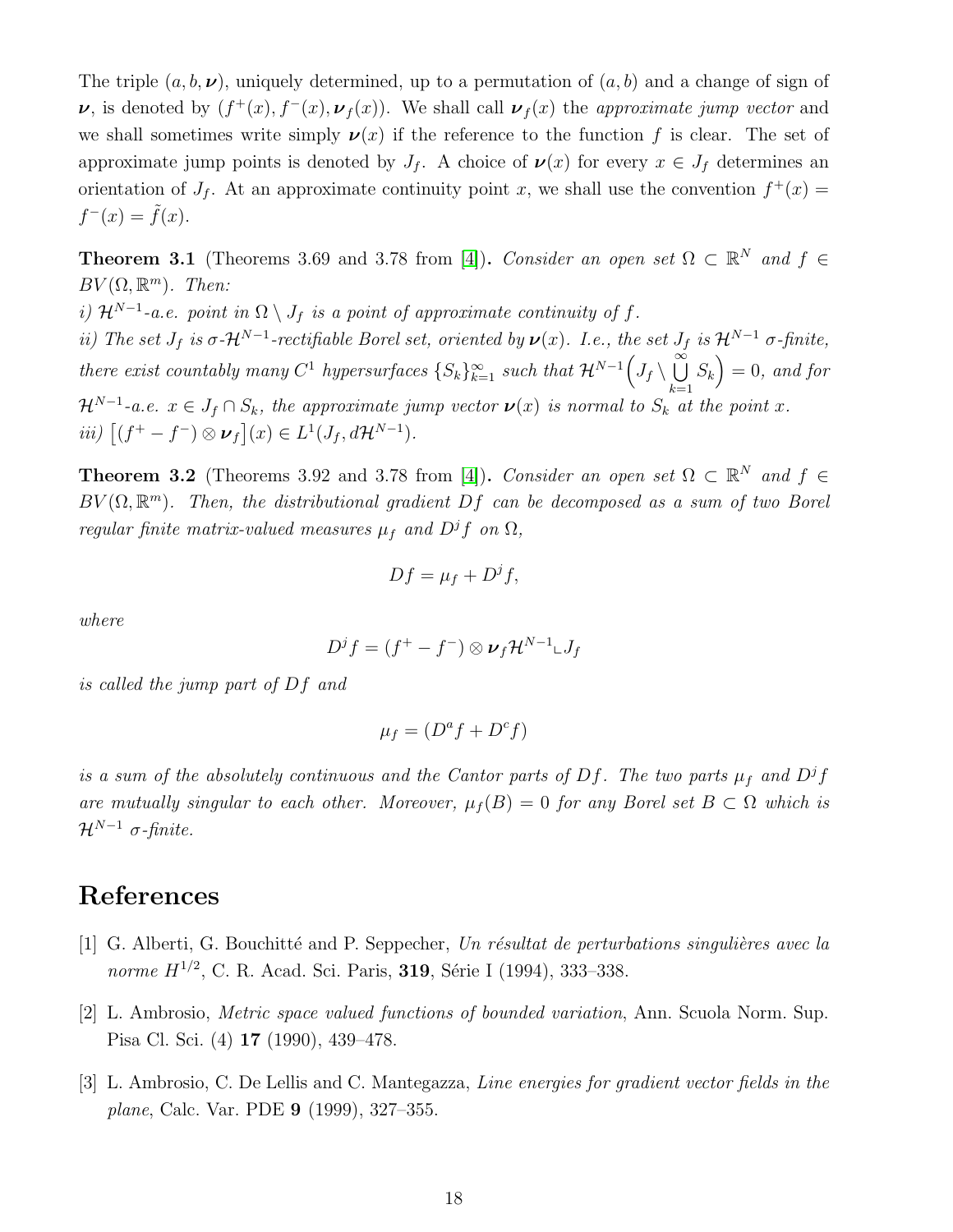The triple $(a, b, \boldsymbol{\nu})$, uniquely determined, up to a permutation of $(a, b)$ and a change of sign of $\boldsymbol{\nu}$, is denoted by $(f^+(x), f^-(x), \boldsymbol{\nu}_f(x))$. We shall call $\boldsymbol{\nu}_f(x)$ the *approximate jump vector* and we shall sometimes write simply $\boldsymbol{\nu}(x)$ if the reference to the function $f$ is clear. The set of approximate jump points is denoted by $J_f$. A choice of $\boldsymbol{\nu}(x)$ for every $x \in J_f$ determines an orientation of $J_f$. At an approximate continuity point $x$, we shall use the convention $f^+(x) = f^-(x) = \tilde{f}(x)$.

**Theorem 3.1** (Theorems 3.69 and 3.78 from [4])**.** *Consider an open set $\Omega \subset \mathbb{R}^N$ and $f \in BV(\Omega, \mathbb{R}^m)$. Then:*
*i) $\mathcal{H}^{N-1}$-a.e. point in $\Omega \setminus J_f$ is a point of approximate continuity of $f$.*
*ii) The set $J_f$ is $\sigma$-$\mathcal{H}^{N-1}$-rectifiable Borel set, oriented by $\boldsymbol{\nu}(x)$. I.e., the set $J_f$ is $\mathcal{H}^{N-1}$ $\sigma$-finite, there exist countably many $C^1$ hypersurfaces $\{S_k\}_{k=1}^{\infty}$ such that $\mathcal{H}^{N-1}\Big(J_f \setminus \bigcup_{k=1}^{\infty} S_k\Big) = 0$, and for $\mathcal{H}^{N-1}$-a.e. $x \in J_f \cap S_k$, the approximate jump vector $\boldsymbol{\nu}(x)$ is normal to $S_k$ at the point $x$.*
*iii) $\big[(f^+ - f^-) \otimes \boldsymbol{\nu}_f\big](x) \in L^1(J_f, d\mathcal{H}^{N-1})$.*

**Theorem 3.2** (Theorems 3.92 and 3.78 from [4])**.** *Consider an open set $\Omega \subset \mathbb{R}^N$ and $f \in BV(\Omega, \mathbb{R}^m)$. Then, the distributional gradient $Df$ can be decomposed as a sum of two Borel regular finite matrix-valued measures $\mu_f$ and $D^j f$ on $\Omega$,*

$$Df = \mu_f + D^j f,$$

*where*

$$D^j f = (f^+ - f^-) \otimes \boldsymbol{\nu}_f \mathcal{H}^{N-1} \llcorner J_f$$

*is called the jump part of $Df$ and*

$$\mu_f = (D^a f + D^c f)$$

*is a sum of the absolutely continuous and the Cantor parts of $Df$. The two parts $\mu_f$ and $D^j f$ are mutually singular to each other. Moreover, $\mu_f(B) = 0$ for any Borel set $B \subset \Omega$ which is $\mathcal{H}^{N-1}$ $\sigma$-finite.*

## References

[1] G. Alberti, G. Bouchitté and P. Seppecher, *Un résultat de perturbations singulières avec la norme $H^{1/2}$*, C. R. Acad. Sci. Paris, **319**, Série I (1994), 333–338.

[2] L. Ambrosio, *Metric space valued functions of bounded variation*, Ann. Scuola Norm. Sup. Pisa Cl. Sci. (4) **17** (1990), 439–478.

[3] L. Ambrosio, C. De Lellis and C. Mantegazza, *Line energies for gradient vector fields in the plane*, Calc. Var. PDE **9** (1999), 327–355.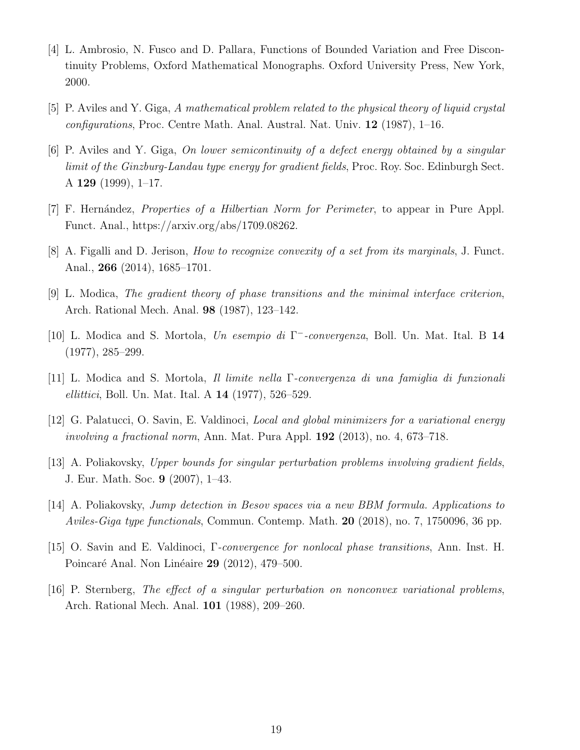[4] L. Ambrosio, N. Fusco and D. Pallara, Functions of Bounded Variation and Free Discontinuity Problems, Oxford Mathematical Monographs. Oxford University Press, New York, 2000.

[5] P. Aviles and Y. Giga, *A mathematical problem related to the physical theory of liquid crystal configurations*, Proc. Centre Math. Anal. Austral. Nat. Univ. **12** (1987), 1–16.

[6] P. Aviles and Y. Giga, *On lower semicontinuity of a defect energy obtained by a singular limit of the Ginzburg-Landau type energy for gradient fields*, Proc. Roy. Soc. Edinburgh Sect. A **129** (1999), 1–17.

[7] F. Hernández, *Properties of a Hilbertian Norm for Perimeter*, to appear in Pure Appl. Funct. Anal., https://arxiv.org/abs/1709.08262.

[8] A. Figalli and D. Jerison, *How to recognize convexity of a set from its marginals*, J. Funct. Anal., **266** (2014), 1685–1701.

[9] L. Modica, *The gradient theory of phase transitions and the minimal interface criterion*, Arch. Rational Mech. Anal. **98** (1987), 123–142.

[10] L. Modica and S. Mortola, *Un esempio di $\Gamma^-$-convergenza*, Boll. Un. Mat. Ital. B **14** (1977), 285–299.

[11] L. Modica and S. Mortola, *Il limite nella $\Gamma$-convergenza di una famiglia di funzionali ellittici*, Boll. Un. Mat. Ital. A **14** (1977), 526–529.

[12] G. Palatucci, O. Savin, E. Valdinoci, *Local and global minimizers for a variational energy involving a fractional norm*, Ann. Mat. Pura Appl. **192** (2013), no. 4, 673–718.

[13] A. Poliakovsky, *Upper bounds for singular perturbation problems involving gradient fields*, J. Eur. Math. Soc. **9** (2007), 1–43.

[14] A. Poliakovsky, *Jump detection in Besov spaces via a new BBM formula. Applications to Aviles-Giga type functionals*, Commun. Contemp. Math. **20** (2018), no. 7, 1750096, 36 pp.

[15] O. Savin and E. Valdinoci, *$\Gamma$-convergence for nonlocal phase transitions*, Ann. Inst. H. Poincaré Anal. Non Linéaire **29** (2012), 479–500.

[16] P. Sternberg, *The effect of a singular perturbation on nonconvex variational problems*, Arch. Rational Mech. Anal. **101** (1988), 209–260.